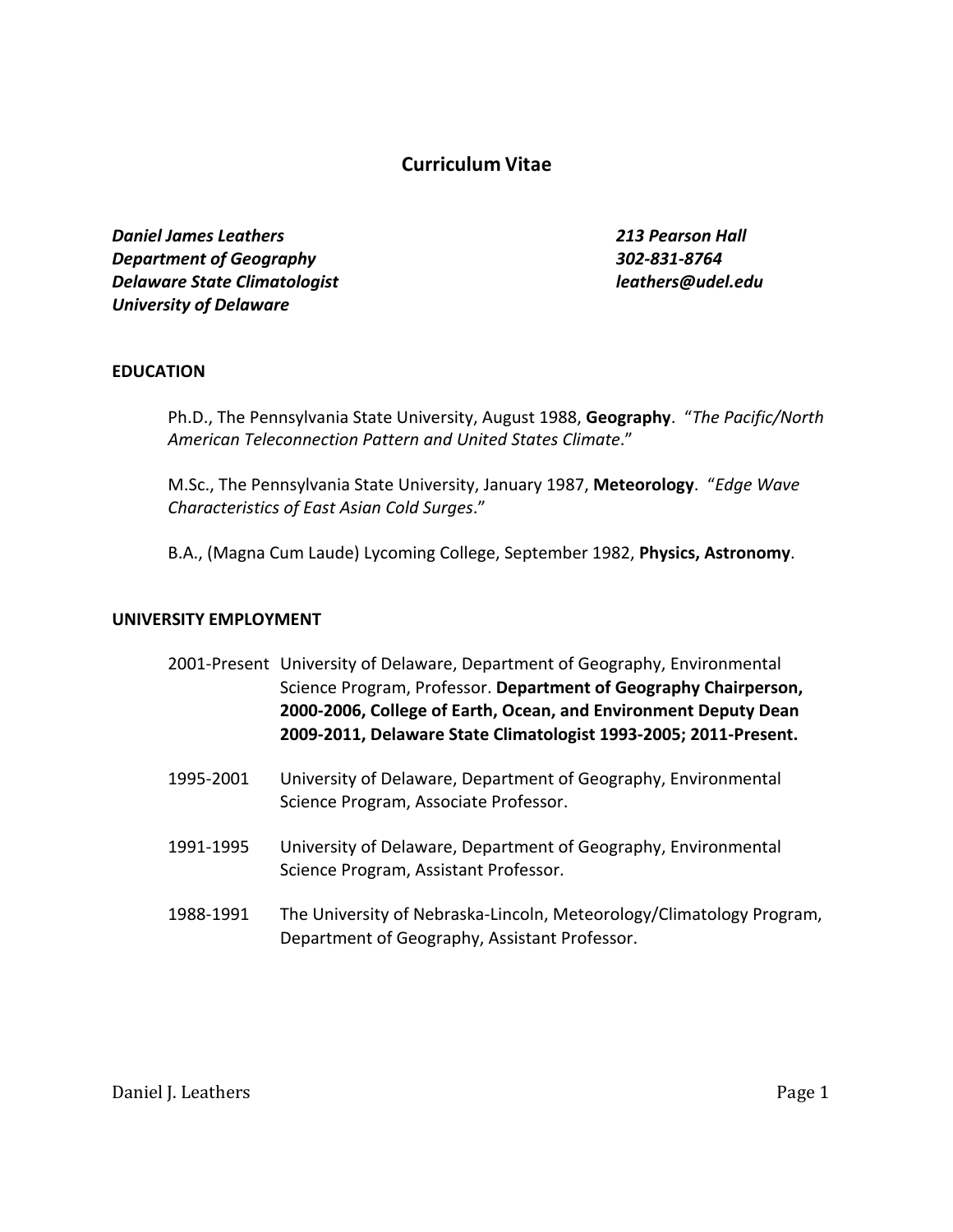# Curriculum Vitae

***Daniel James Leathers***
***Department of Geography***
***Delaware State Climatologist***
***University of Delaware***

***213 Pearson Hall***
***302-831-8764***
***leathers@udel.edu***

## EDUCATION

Ph.D., The Pennsylvania State University, August 1988, **Geography**. "*The Pacific/North American Teleconnection Pattern and United States Climate*."

M.Sc., The Pennsylvania State University, January 1987, **Meteorology**. "*Edge Wave Characteristics of East Asian Cold Surges*."

B.A., (Magna Cum Laude) Lycoming College, September 1982, **Physics, Astronomy**.

## UNIVERSITY EMPLOYMENT

2001-Present University of Delaware, Department of Geography, Environmental Science Program, Professor. **Department of Geography Chairperson, 2000-2006, College of Earth, Ocean, and Environment Deputy Dean 2009-2011, Delaware State Climatologist 1993-2005; 2011-Present.**

1995-2001 University of Delaware, Department of Geography, Environmental Science Program, Associate Professor.

1991-1995 University of Delaware, Department of Geography, Environmental Science Program, Assistant Professor.

1988-1991 The University of Nebraska-Lincoln, Meteorology/Climatology Program, Department of Geography, Assistant Professor.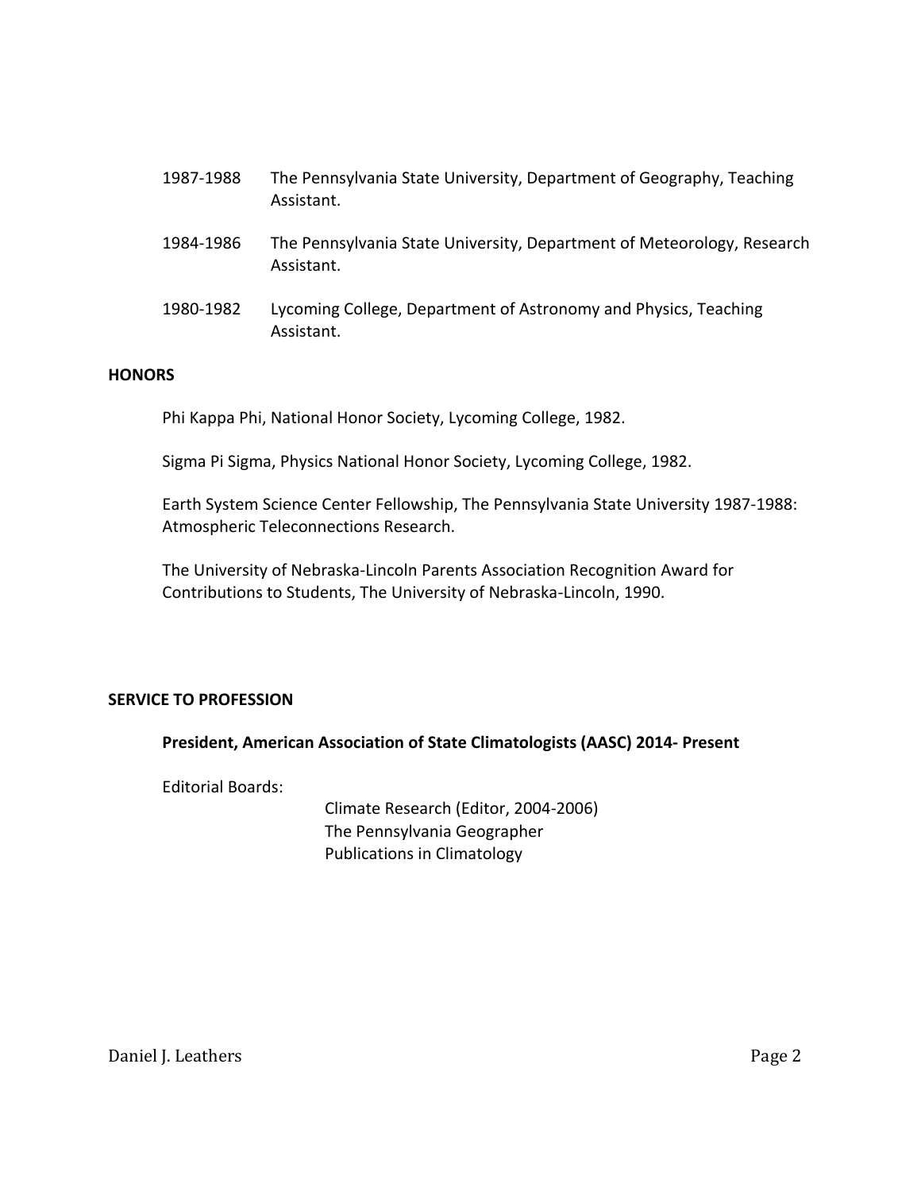1987-1988 The Pennsylvania State University, Department of Geography, Teaching Assistant.

1984-1986 The Pennsylvania State University, Department of Meteorology, Research Assistant.

1980-1982 Lycoming College, Department of Astronomy and Physics, Teaching Assistant.

## HONORS

Phi Kappa Phi, National Honor Society, Lycoming College, 1982.

Sigma Pi Sigma, Physics National Honor Society, Lycoming College, 1982.

Earth System Science Center Fellowship, The Pennsylvania State University 1987-1988: Atmospheric Teleconnections Research.

The University of Nebraska-Lincoln Parents Association Recognition Award for Contributions to Students, The University of Nebraska-Lincoln, 1990.

## SERVICE TO PROFESSION

**President, American Association of State Climatologists (AASC) 2014- Present**

Editorial Boards:

- Climate Research (Editor, 2004-2006)
- The Pennsylvania Geographer
- Publications in Climatology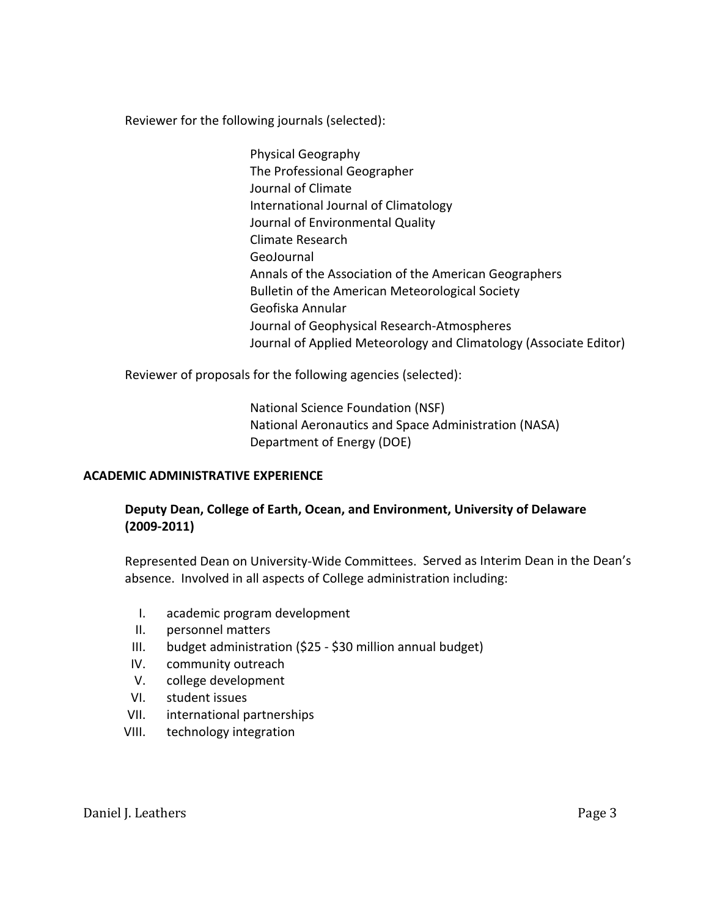Reviewer for the following journals (selected):

- Physical Geography
- The Professional Geographer
- Journal of Climate
- International Journal of Climatology
- Journal of Environmental Quality
- Climate Research
- GeoJournal
- Annals of the Association of the American Geographers
- Bulletin of the American Meteorological Society
- Geofiska Annular
- Journal of Geophysical Research-Atmospheres
- Journal of Applied Meteorology and Climatology (Associate Editor)

Reviewer of proposals for the following agencies (selected):

- National Science Foundation (NSF)
- National Aeronautics and Space Administration (NASA)
- Department of Energy (DOE)

## ACADEMIC ADMINISTRATIVE EXPERIENCE

### Deputy Dean, College of Earth, Ocean, and Environment, University of Delaware (2009-2011)

Represented Dean on University-Wide Committees. Served as Interim Dean in the Dean's absence. Involved in all aspects of College administration including:

I. academic program development
II. personnel matters
III. budget administration ($25 - $30 million annual budget)
IV. community outreach
V. college development
VI. student issues
VII. international partnerships
VIII. technology integration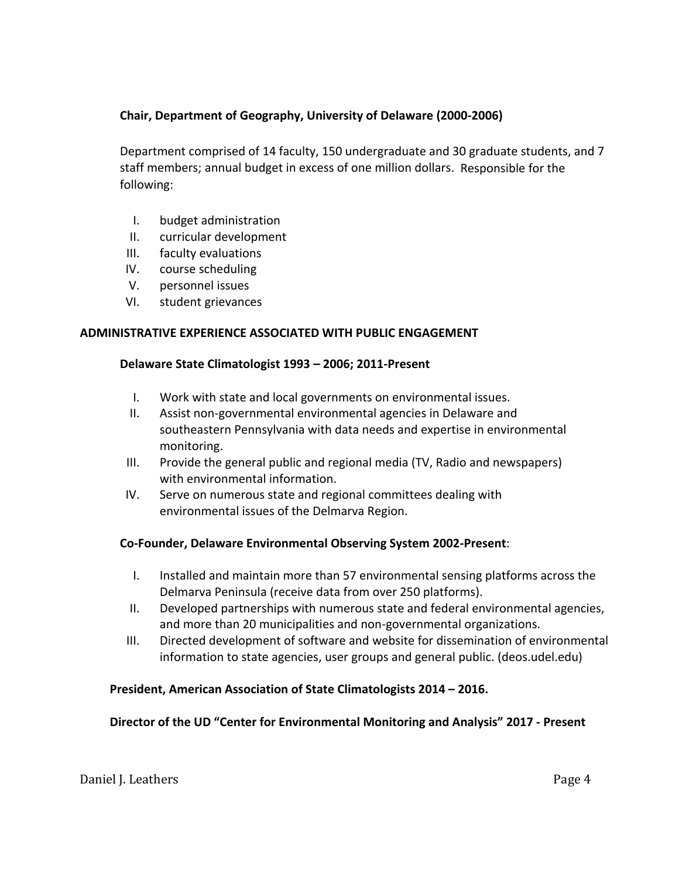**Chair, Department of Geography, University of Delaware (2000-2006)**

Department comprised of 14 faculty, 150 undergraduate and 30 graduate students, and 7 staff members; annual budget in excess of one million dollars. Responsible for the following:

I. budget administration
II. curricular development
III. faculty evaluations
IV. course scheduling
V. personnel issues
VI. student grievances

## ADMINISTRATIVE EXPERIENCE ASSOCIATED WITH PUBLIC ENGAGEMENT

**Delaware State Climatologist 1993 – 2006; 2011-Present**

I. Work with state and local governments on environmental issues.
II. Assist non-governmental environmental agencies in Delaware and southeastern Pennsylvania with data needs and expertise in environmental monitoring.
III. Provide the general public and regional media (TV, Radio and newspapers) with environmental information.
IV. Serve on numerous state and regional committees dealing with environmental issues of the Delmarva Region.

**Co-Founder, Delaware Environmental Observing System 2002-Present**:

I. Installed and maintain more than 57 environmental sensing platforms across the Delmarva Peninsula (receive data from over 250 platforms).
II. Developed partnerships with numerous state and federal environmental agencies, and more than 20 municipalities and non-governmental organizations.
III. Directed development of software and website for dissemination of environmental information to state agencies, user groups and general public. (deos.udel.edu)

**President, American Association of State Climatologists 2014 – 2016.**

**Director of the UD "Center for Environmental Monitoring and Analysis" 2017 - Present**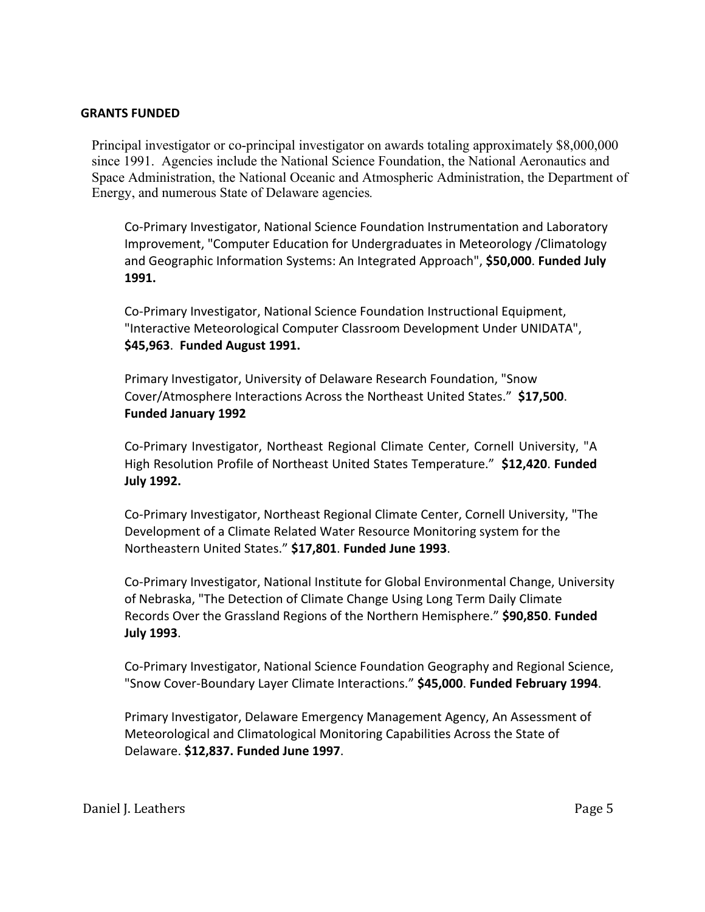## GRANTS FUNDED

Principal investigator or co-principal investigator on awards totaling approximately $8,000,000 since 1991. Agencies include the National Science Foundation, the National Aeronautics and Space Administration, the National Oceanic and Atmospheric Administration, the Department of Energy, and numerous State of Delaware agencies.

Co-Primary Investigator, National Science Foundation Instrumentation and Laboratory Improvement, "Computer Education for Undergraduates in Meteorology /Climatology and Geographic Information Systems: An Integrated Approach", **$50,000**. **Funded July 1991.**

Co-Primary Investigator, National Science Foundation Instructional Equipment, "Interactive Meteorological Computer Classroom Development Under UNIDATA", **$45,963**. **Funded August 1991.**

Primary Investigator, University of Delaware Research Foundation, "Snow Cover/Atmosphere Interactions Across the Northeast United States." **$17,500**. **Funded January 1992**

Co-Primary Investigator, Northeast Regional Climate Center, Cornell University, "A High Resolution Profile of Northeast United States Temperature." **$12,420**. **Funded July 1992.**

Co-Primary Investigator, Northeast Regional Climate Center, Cornell University, "The Development of a Climate Related Water Resource Monitoring system for the Northeastern United States." **$17,801**. **Funded June 1993**.

Co-Primary Investigator, National Institute for Global Environmental Change, University of Nebraska, "The Detection of Climate Change Using Long Term Daily Climate Records Over the Grassland Regions of the Northern Hemisphere." **$90,850**. **Funded July 1993**.

Co-Primary Investigator, National Science Foundation Geography and Regional Science, "Snow Cover-Boundary Layer Climate Interactions." **$45,000**. **Funded February 1994**.

Primary Investigator, Delaware Emergency Management Agency, An Assessment of Meteorological and Climatological Monitoring Capabilities Across the State of Delaware. **$12,837. Funded June 1997**.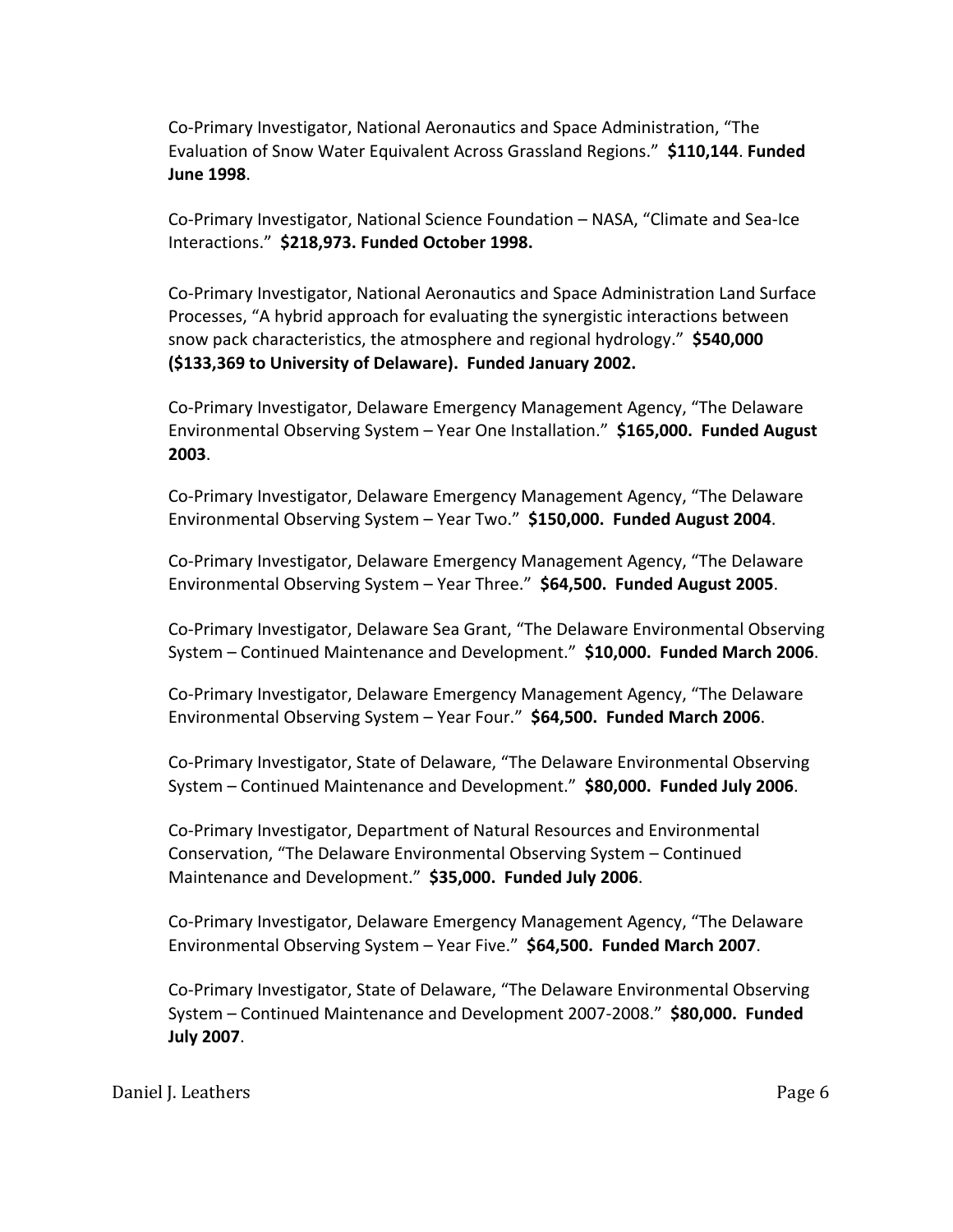Co-Primary Investigator, National Aeronautics and Space Administration, "The Evaluation of Snow Water Equivalent Across Grassland Regions." **$110,144**. **Funded June 1998**.

Co-Primary Investigator, National Science Foundation – NASA, "Climate and Sea-Ice Interactions." **$218,973. Funded October 1998.**

Co-Primary Investigator, National Aeronautics and Space Administration Land Surface Processes, "A hybrid approach for evaluating the synergistic interactions between snow pack characteristics, the atmosphere and regional hydrology." **$540,000 ($133,369 to University of Delaware). Funded January 2002.**

Co-Primary Investigator, Delaware Emergency Management Agency, "The Delaware Environmental Observing System – Year One Installation." **$165,000. Funded August 2003**.

Co-Primary Investigator, Delaware Emergency Management Agency, "The Delaware Environmental Observing System – Year Two." **$150,000. Funded August 2004**.

Co-Primary Investigator, Delaware Emergency Management Agency, "The Delaware Environmental Observing System – Year Three." **$64,500. Funded August 2005**.

Co-Primary Investigator, Delaware Sea Grant, "The Delaware Environmental Observing System – Continued Maintenance and Development." **$10,000. Funded March 2006**.

Co-Primary Investigator, Delaware Emergency Management Agency, "The Delaware Environmental Observing System – Year Four." **$64,500. Funded March 2006**.

Co-Primary Investigator, State of Delaware, "The Delaware Environmental Observing System – Continued Maintenance and Development." **$80,000. Funded July 2006**.

Co-Primary Investigator, Department of Natural Resources and Environmental Conservation, "The Delaware Environmental Observing System – Continued Maintenance and Development." **$35,000. Funded July 2006**.

Co-Primary Investigator, Delaware Emergency Management Agency, "The Delaware Environmental Observing System – Year Five." **$64,500. Funded March 2007**.

Co-Primary Investigator, State of Delaware, "The Delaware Environmental Observing System – Continued Maintenance and Development 2007-2008." **$80,000. Funded July 2007**.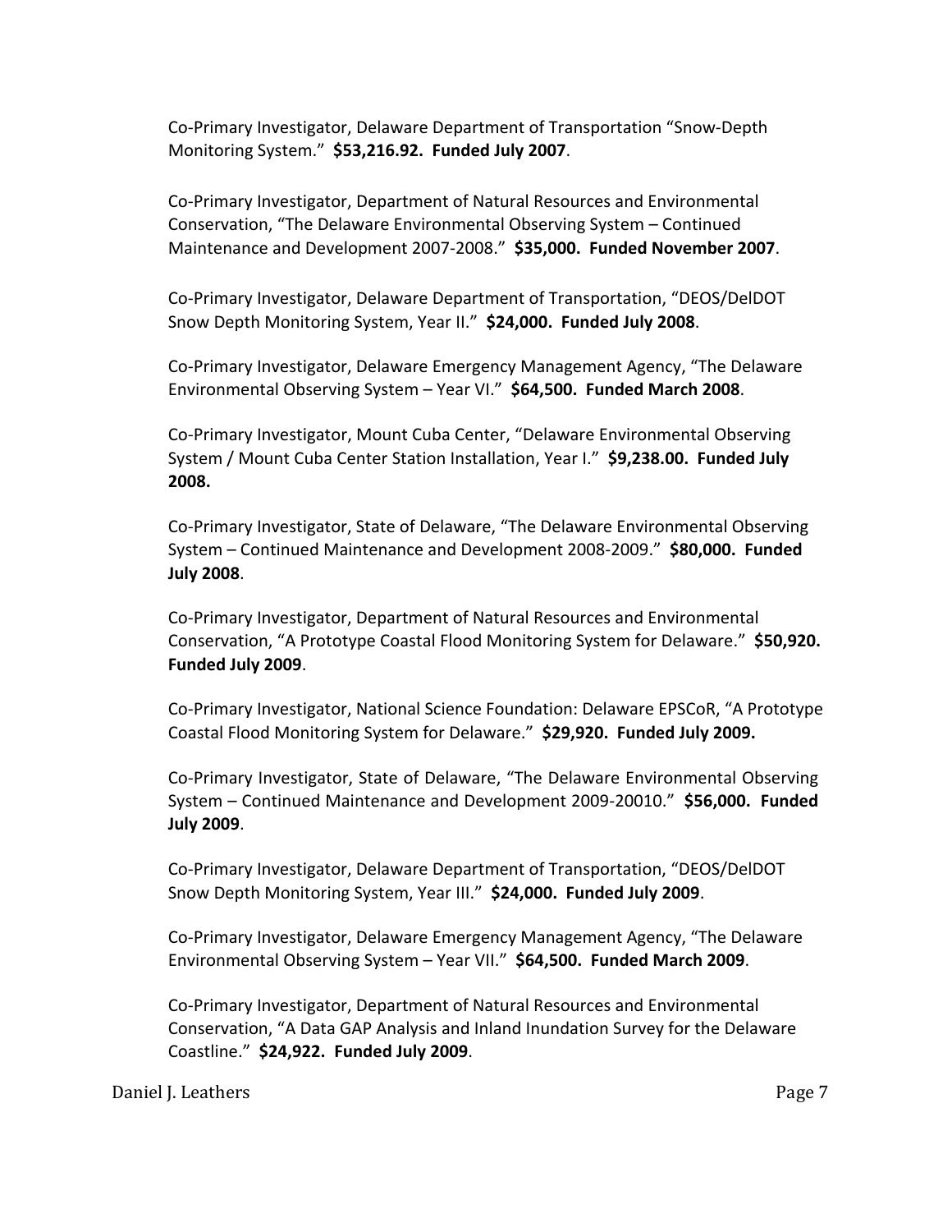Co-Primary Investigator, Delaware Department of Transportation "Snow-Depth Monitoring System." **$53,216.92. Funded July 2007**.

Co-Primary Investigator, Department of Natural Resources and Environmental Conservation, "The Delaware Environmental Observing System – Continued Maintenance and Development 2007-2008." **$35,000. Funded November 2007**.

Co-Primary Investigator, Delaware Department of Transportation, "DEOS/DelDOT Snow Depth Monitoring System, Year II." **$24,000. Funded July 2008**.

Co-Primary Investigator, Delaware Emergency Management Agency, "The Delaware Environmental Observing System – Year VI." **$64,500. Funded March 2008**.

Co-Primary Investigator, Mount Cuba Center, "Delaware Environmental Observing System / Mount Cuba Center Station Installation, Year I." **$9,238.00. Funded July 2008.**

Co-Primary Investigator, State of Delaware, "The Delaware Environmental Observing System – Continued Maintenance and Development 2008-2009." **$80,000. Funded July 2008**.

Co-Primary Investigator, Department of Natural Resources and Environmental Conservation, "A Prototype Coastal Flood Monitoring System for Delaware." **$50,920. Funded July 2009**.

Co-Primary Investigator, National Science Foundation: Delaware EPSCoR, "A Prototype Coastal Flood Monitoring System for Delaware." **$29,920. Funded July 2009.**

Co-Primary Investigator, State of Delaware, "The Delaware Environmental Observing System – Continued Maintenance and Development 2009-20010." **$56,000. Funded July 2009**.

Co-Primary Investigator, Delaware Department of Transportation, "DEOS/DelDOT Snow Depth Monitoring System, Year III." **$24,000. Funded July 2009**.

Co-Primary Investigator, Delaware Emergency Management Agency, "The Delaware Environmental Observing System – Year VII." **$64,500. Funded March 2009**.

Co-Primary Investigator, Department of Natural Resources and Environmental Conservation, "A Data GAP Analysis and Inland Inundation Survey for the Delaware Coastline." **$24,922. Funded July 2009**.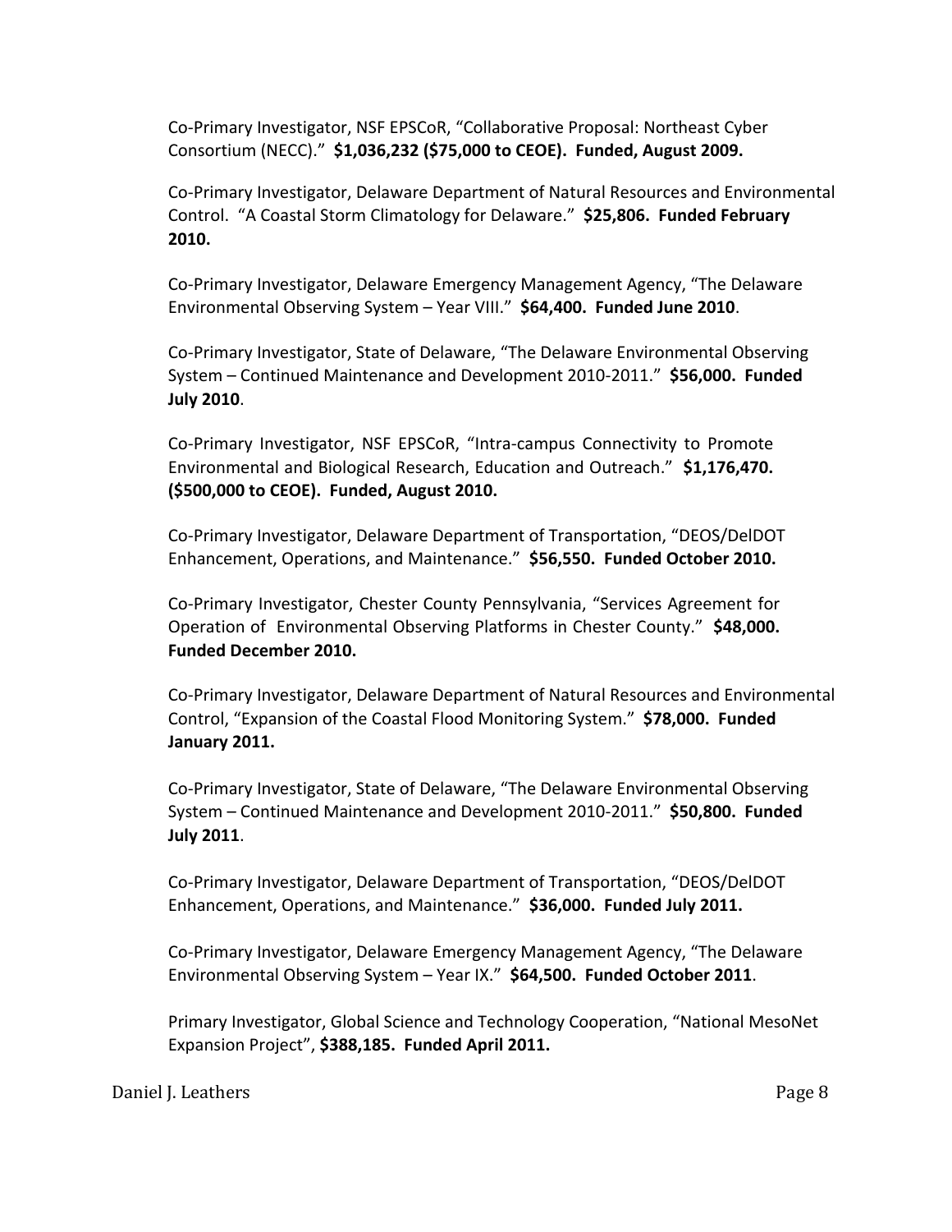Co-Primary Investigator, NSF EPSCoR, "Collaborative Proposal: Northeast Cyber Consortium (NECC)." **$1,036,232 ($75,000 to CEOE). Funded, August 2009.**

Co-Primary Investigator, Delaware Department of Natural Resources and Environmental Control. "A Coastal Storm Climatology for Delaware." **$25,806. Funded February 2010.**

Co-Primary Investigator, Delaware Emergency Management Agency, "The Delaware Environmental Observing System – Year VIII." **$64,400. Funded June 2010**.

Co-Primary Investigator, State of Delaware, "The Delaware Environmental Observing System – Continued Maintenance and Development 2010-2011." **$56,000. Funded July 2010**.

Co-Primary Investigator, NSF EPSCoR, "Intra-campus Connectivity to Promote Environmental and Biological Research, Education and Outreach." **$1,176,470. ($500,000 to CEOE). Funded, August 2010.**

Co-Primary Investigator, Delaware Department of Transportation, "DEOS/DelDOT Enhancement, Operations, and Maintenance." **$56,550. Funded October 2010.**

Co-Primary Investigator, Chester County Pennsylvania, "Services Agreement for Operation of Environmental Observing Platforms in Chester County." **$48,000. Funded December 2010.**

Co-Primary Investigator, Delaware Department of Natural Resources and Environmental Control, "Expansion of the Coastal Flood Monitoring System." **$78,000. Funded January 2011.**

Co-Primary Investigator, State of Delaware, "The Delaware Environmental Observing System – Continued Maintenance and Development 2010-2011." **$50,800. Funded July 2011**.

Co-Primary Investigator, Delaware Department of Transportation, "DEOS/DelDOT Enhancement, Operations, and Maintenance." **$36,000. Funded July 2011.**

Co-Primary Investigator, Delaware Emergency Management Agency, "The Delaware Environmental Observing System – Year IX." **$64,500. Funded October 2011**.

Primary Investigator, Global Science and Technology Cooperation, "National MesoNet Expansion Project", **$388,185. Funded April 2011.**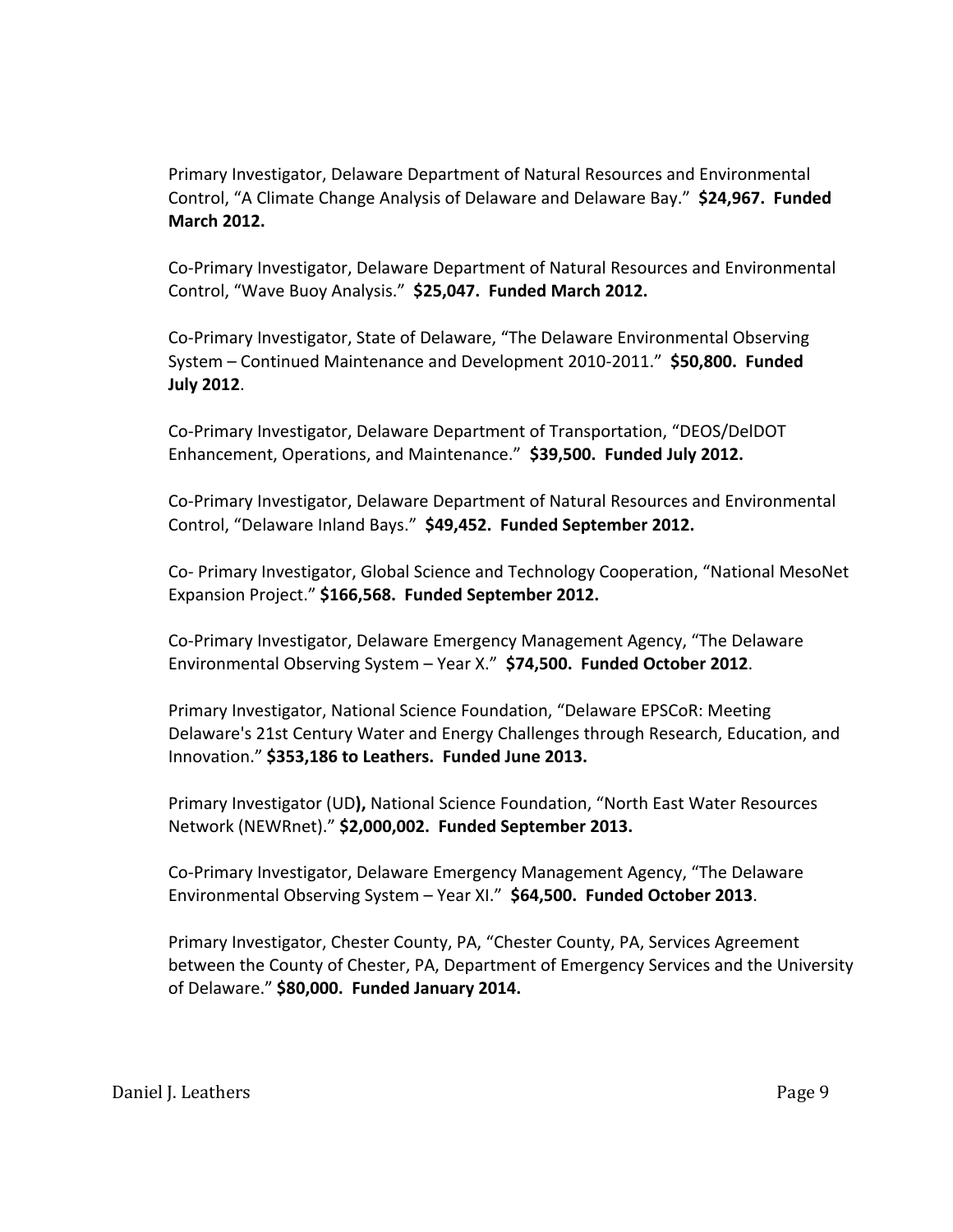Primary Investigator, Delaware Department of Natural Resources and Environmental Control, "A Climate Change Analysis of Delaware and Delaware Bay." **$24,967. Funded March 2012.**

Co-Primary Investigator, Delaware Department of Natural Resources and Environmental Control, "Wave Buoy Analysis." **$25,047. Funded March 2012.**

Co-Primary Investigator, State of Delaware, "The Delaware Environmental Observing System – Continued Maintenance and Development 2010-2011." **$50,800. Funded July 2012**.

Co-Primary Investigator, Delaware Department of Transportation, "DEOS/DelDOT Enhancement, Operations, and Maintenance." **$39,500. Funded July 2012.**

Co-Primary Investigator, Delaware Department of Natural Resources and Environmental Control, "Delaware Inland Bays." **$49,452. Funded September 2012.**

Co- Primary Investigator, Global Science and Technology Cooperation, "National MesoNet Expansion Project." **$166,568. Funded September 2012.**

Co-Primary Investigator, Delaware Emergency Management Agency, "The Delaware Environmental Observing System – Year X." **$74,500. Funded October 2012**.

Primary Investigator, National Science Foundation, "Delaware EPSCoR: Meeting Delaware's 21st Century Water and Energy Challenges through Research, Education, and Innovation." **$353,186 to Leathers. Funded June 2013.**

Primary Investigator (UD**),** National Science Foundation, "North East Water Resources Network (NEWRnet)." **$2,000,002. Funded September 2013.**

Co-Primary Investigator, Delaware Emergency Management Agency, "The Delaware Environmental Observing System – Year XI." **$64,500. Funded October 2013**.

Primary Investigator, Chester County, PA, "Chester County, PA, Services Agreement between the County of Chester, PA, Department of Emergency Services and the University of Delaware." **$80,000. Funded January 2014.**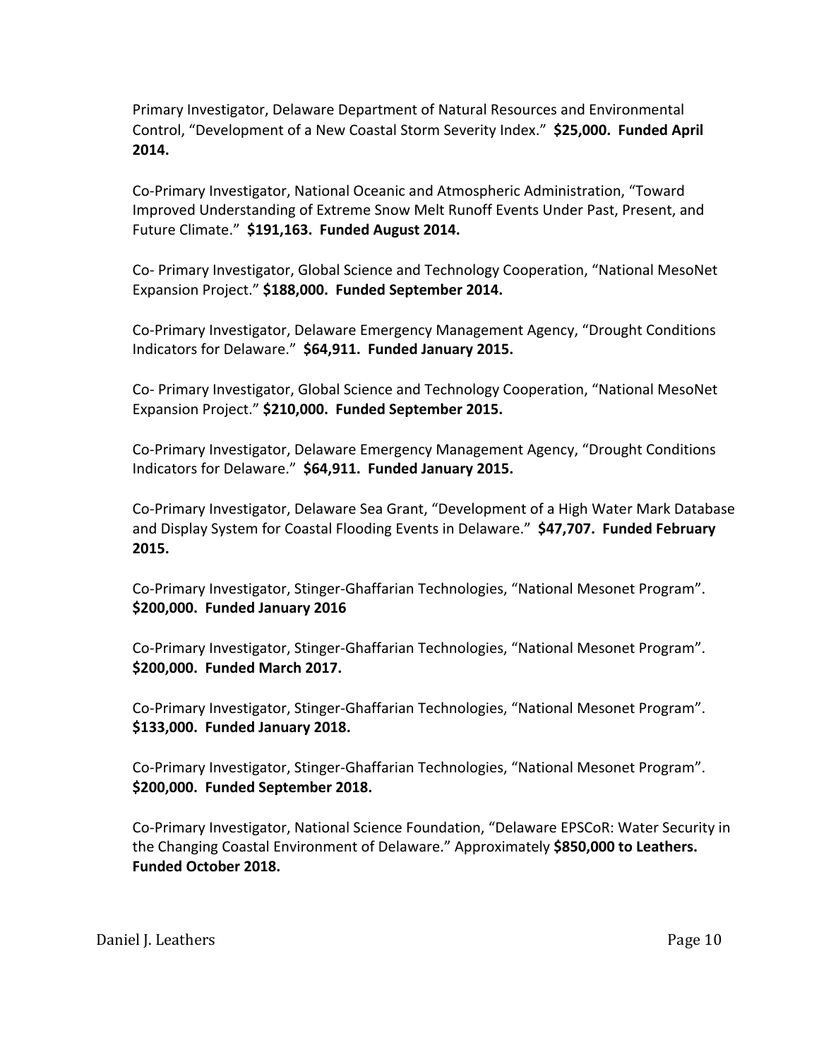Primary Investigator, Delaware Department of Natural Resources and Environmental Control, "Development of a New Coastal Storm Severity Index." **$25,000. Funded April 2014.**

Co-Primary Investigator, National Oceanic and Atmospheric Administration, "Toward Improved Understanding of Extreme Snow Melt Runoff Events Under Past, Present, and Future Climate." **$191,163. Funded August 2014.**

Co- Primary Investigator, Global Science and Technology Cooperation, "National MesoNet Expansion Project." **$188,000. Funded September 2014.**

Co-Primary Investigator, Delaware Emergency Management Agency, "Drought Conditions Indicators for Delaware." **$64,911. Funded January 2015.**

Co- Primary Investigator, Global Science and Technology Cooperation, "National MesoNet Expansion Project." **$210,000. Funded September 2015.**

Co-Primary Investigator, Delaware Emergency Management Agency, "Drought Conditions Indicators for Delaware." **$64,911. Funded January 2015.**

Co-Primary Investigator, Delaware Sea Grant, "Development of a High Water Mark Database and Display System for Coastal Flooding Events in Delaware." **$47,707. Funded February 2015.**

Co-Primary Investigator, Stinger-Ghaffarian Technologies, "National Mesonet Program". **$200,000. Funded January 2016**

Co-Primary Investigator, Stinger-Ghaffarian Technologies, "National Mesonet Program". **$200,000. Funded March 2017.**

Co-Primary Investigator, Stinger-Ghaffarian Technologies, "National Mesonet Program". **$133,000. Funded January 2018.**

Co-Primary Investigator, Stinger-Ghaffarian Technologies, "National Mesonet Program". **$200,000. Funded September 2018.**

Co-Primary Investigator, National Science Foundation, "Delaware EPSCoR: Water Security in the Changing Coastal Environment of Delaware." Approximately **$850,000 to Leathers. Funded October 2018.**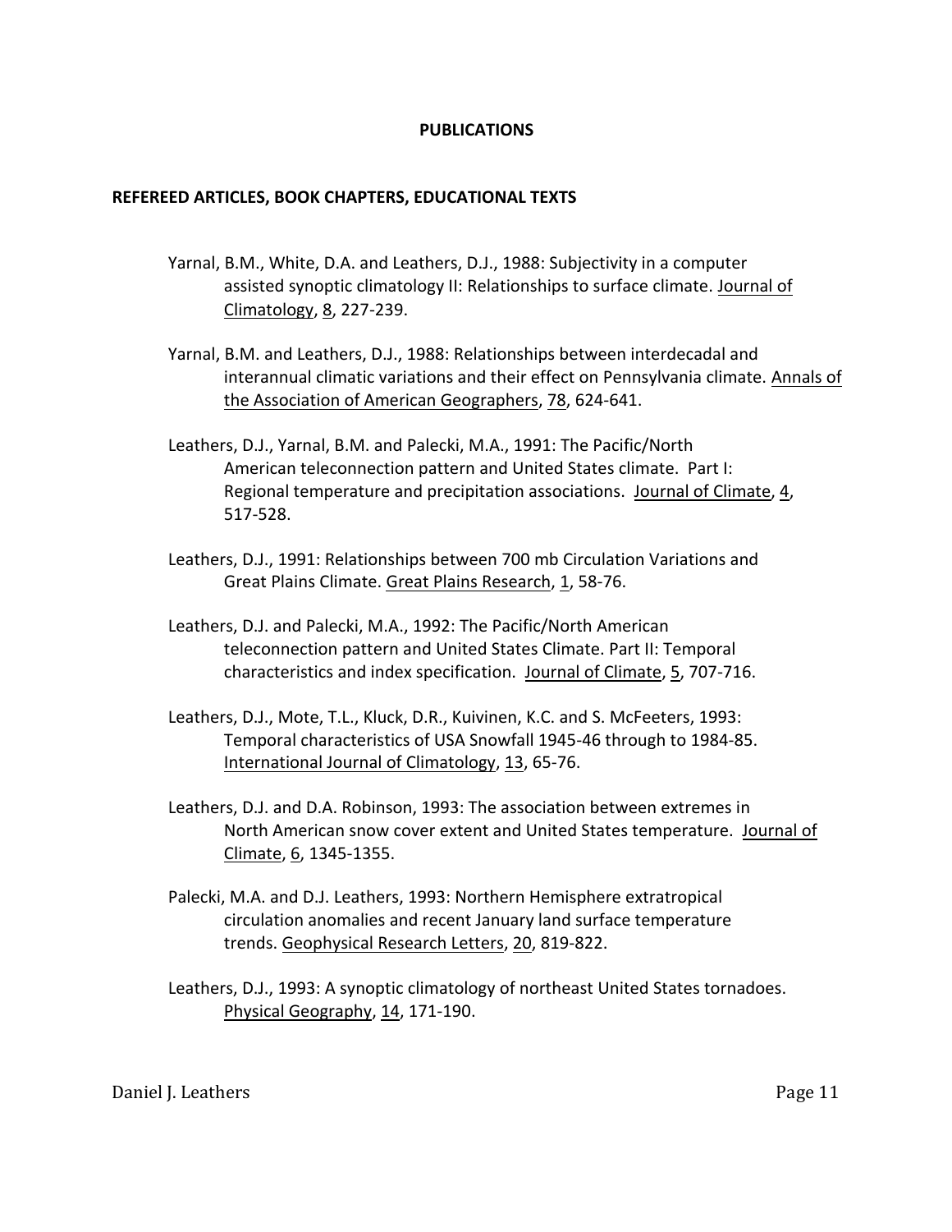## PUBLICATIONS

### REFEREED ARTICLES, BOOK CHAPTERS, EDUCATIONAL TEXTS

Yarnal, B.M., White, D.A. and Leathers, D.J., 1988: Subjectivity in a computer assisted synoptic climatology II: Relationships to surface climate. Journal of Climatology, 8, 227-239.

Yarnal, B.M. and Leathers, D.J., 1988: Relationships between interdecadal and interannual climatic variations and their effect on Pennsylvania climate. Annals of the Association of American Geographers, 78, 624-641.

Leathers, D.J., Yarnal, B.M. and Palecki, M.A., 1991: The Pacific/North American teleconnection pattern and United States climate. Part I: Regional temperature and precipitation associations. Journal of Climate, 4, 517-528.

Leathers, D.J., 1991: Relationships between 700 mb Circulation Variations and Great Plains Climate. Great Plains Research, 1, 58-76.

Leathers, D.J. and Palecki, M.A., 1992: The Pacific/North American teleconnection pattern and United States Climate. Part II: Temporal characteristics and index specification. Journal of Climate, 5, 707-716.

Leathers, D.J., Mote, T.L., Kluck, D.R., Kuivinen, K.C. and S. McFeeters, 1993: Temporal characteristics of USA Snowfall 1945-46 through to 1984-85. International Journal of Climatology, 13, 65-76.

Leathers, D.J. and D.A. Robinson, 1993: The association between extremes in North American snow cover extent and United States temperature. Journal of Climate, 6, 1345-1355.

Palecki, M.A. and D.J. Leathers, 1993: Northern Hemisphere extratropical circulation anomalies and recent January land surface temperature trends. Geophysical Research Letters, 20, 819-822.

Leathers, D.J., 1993: A synoptic climatology of northeast United States tornadoes. Physical Geography, 14, 171-190.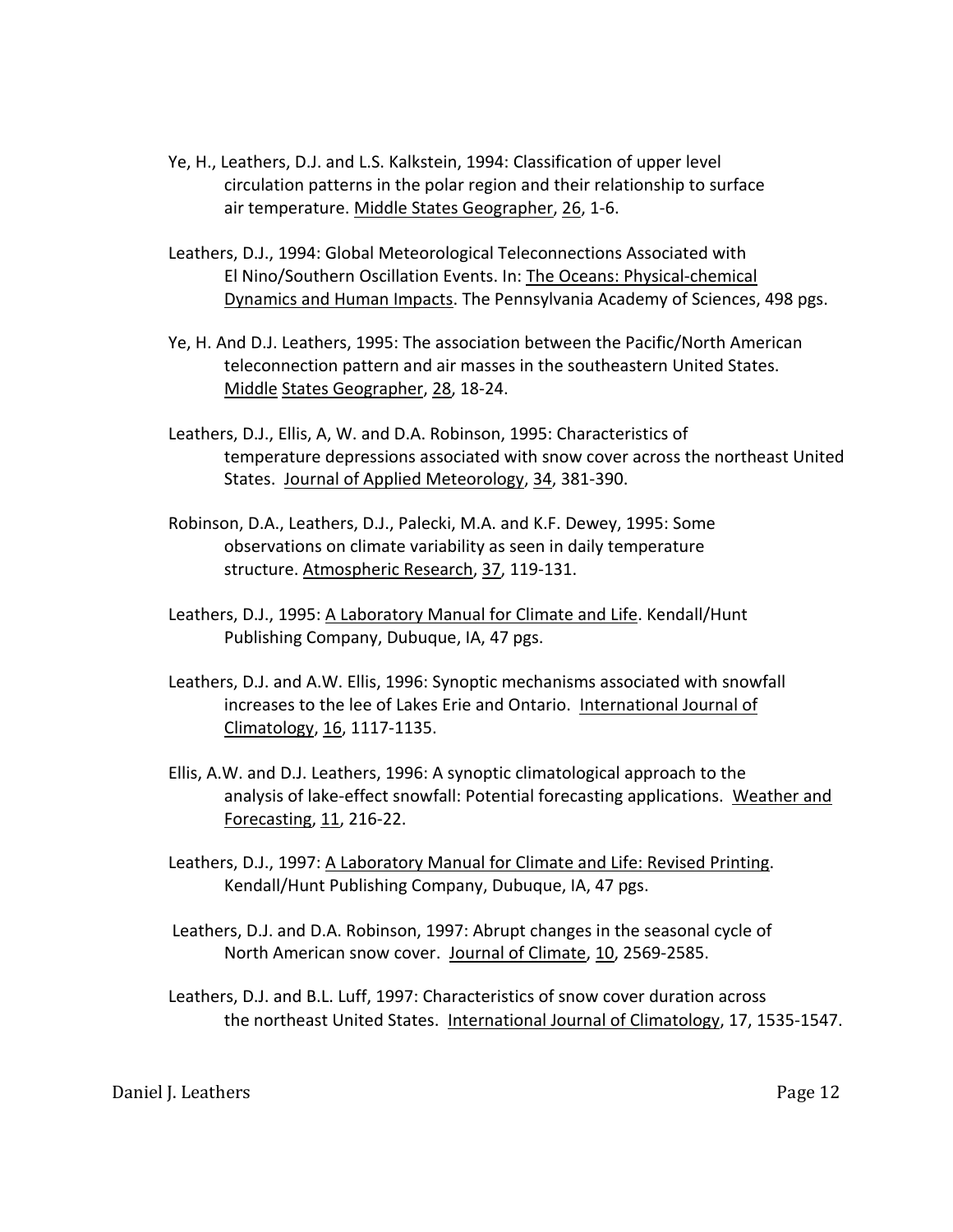Ye, H., Leathers, D.J. and L.S. Kalkstein, 1994: Classification of upper level circulation patterns in the polar region and their relationship to surface air temperature. Middle States Geographer, 26, 1-6.

Leathers, D.J., 1994: Global Meteorological Teleconnections Associated with El Nino/Southern Oscillation Events. In: The Oceans: Physical-chemical Dynamics and Human Impacts. The Pennsylvania Academy of Sciences, 498 pgs.

Ye, H. And D.J. Leathers, 1995: The association between the Pacific/North American teleconnection pattern and air masses in the southeastern United States. Middle States Geographer, 28, 18-24.

Leathers, D.J., Ellis, A, W. and D.A. Robinson, 1995: Characteristics of temperature depressions associated with snow cover across the northeast United States. Journal of Applied Meteorology, 34, 381-390.

Robinson, D.A., Leathers, D.J., Palecki, M.A. and K.F. Dewey, 1995: Some observations on climate variability as seen in daily temperature structure. Atmospheric Research, 37, 119-131.

Leathers, D.J., 1995: A Laboratory Manual for Climate and Life. Kendall/Hunt Publishing Company, Dubuque, IA, 47 pgs.

Leathers, D.J. and A.W. Ellis, 1996: Synoptic mechanisms associated with snowfall increases to the lee of Lakes Erie and Ontario. International Journal of Climatology, 16, 1117-1135.

Ellis, A.W. and D.J. Leathers, 1996: A synoptic climatological approach to the analysis of lake-effect snowfall: Potential forecasting applications. Weather and Forecasting, 11, 216-22.

Leathers, D.J., 1997: A Laboratory Manual for Climate and Life: Revised Printing. Kendall/Hunt Publishing Company, Dubuque, IA, 47 pgs.

Leathers, D.J. and D.A. Robinson, 1997: Abrupt changes in the seasonal cycle of North American snow cover. Journal of Climate, 10, 2569-2585.

Leathers, D.J. and B.L. Luff, 1997: Characteristics of snow cover duration across the northeast United States. International Journal of Climatology, 17, 1535-1547.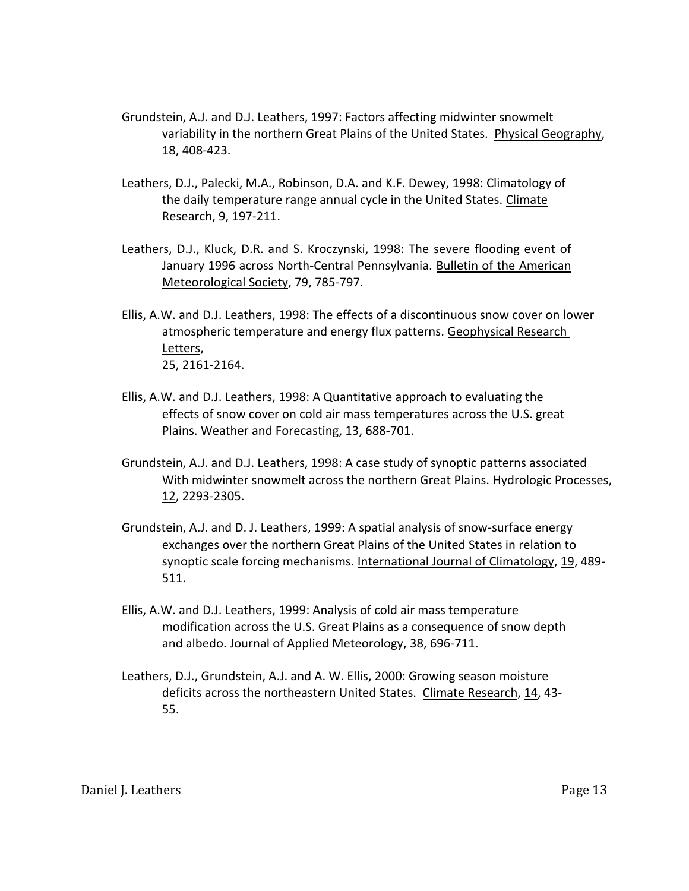Grundstein, A.J. and D.J. Leathers, 1997: Factors affecting midwinter snowmelt variability in the northern Great Plains of the United States. Physical Geography, 18, 408-423.

Leathers, D.J., Palecki, M.A., Robinson, D.A. and K.F. Dewey, 1998: Climatology of the daily temperature range annual cycle in the United States. Climate Research, 9, 197-211.

Leathers, D.J., Kluck, D.R. and S. Kroczynski, 1998: The severe flooding event of January 1996 across North-Central Pennsylvania. Bulletin of the American Meteorological Society, 79, 785-797.

Ellis, A.W. and D.J. Leathers, 1998: The effects of a discontinuous snow cover on lower atmospheric temperature and energy flux patterns. Geophysical Research Letters, 25, 2161-2164.

Ellis, A.W. and D.J. Leathers, 1998: A Quantitative approach to evaluating the effects of snow cover on cold air mass temperatures across the U.S. great Plains. Weather and Forecasting, 13, 688-701.

Grundstein, A.J. and D.J. Leathers, 1998: A case study of synoptic patterns associated With midwinter snowmelt across the northern Great Plains. Hydrologic Processes, 12, 2293-2305.

Grundstein, A.J. and D. J. Leathers, 1999: A spatial analysis of snow-surface energy exchanges over the northern Great Plains of the United States in relation to synoptic scale forcing mechanisms. International Journal of Climatology, 19, 489-511.

Ellis, A.W. and D.J. Leathers, 1999: Analysis of cold air mass temperature modification across the U.S. Great Plains as a consequence of snow depth and albedo. Journal of Applied Meteorology, 38, 696-711.

Leathers, D.J., Grundstein, A.J. and A. W. Ellis, 2000: Growing season moisture deficits across the northeastern United States. Climate Research, 14, 43-55.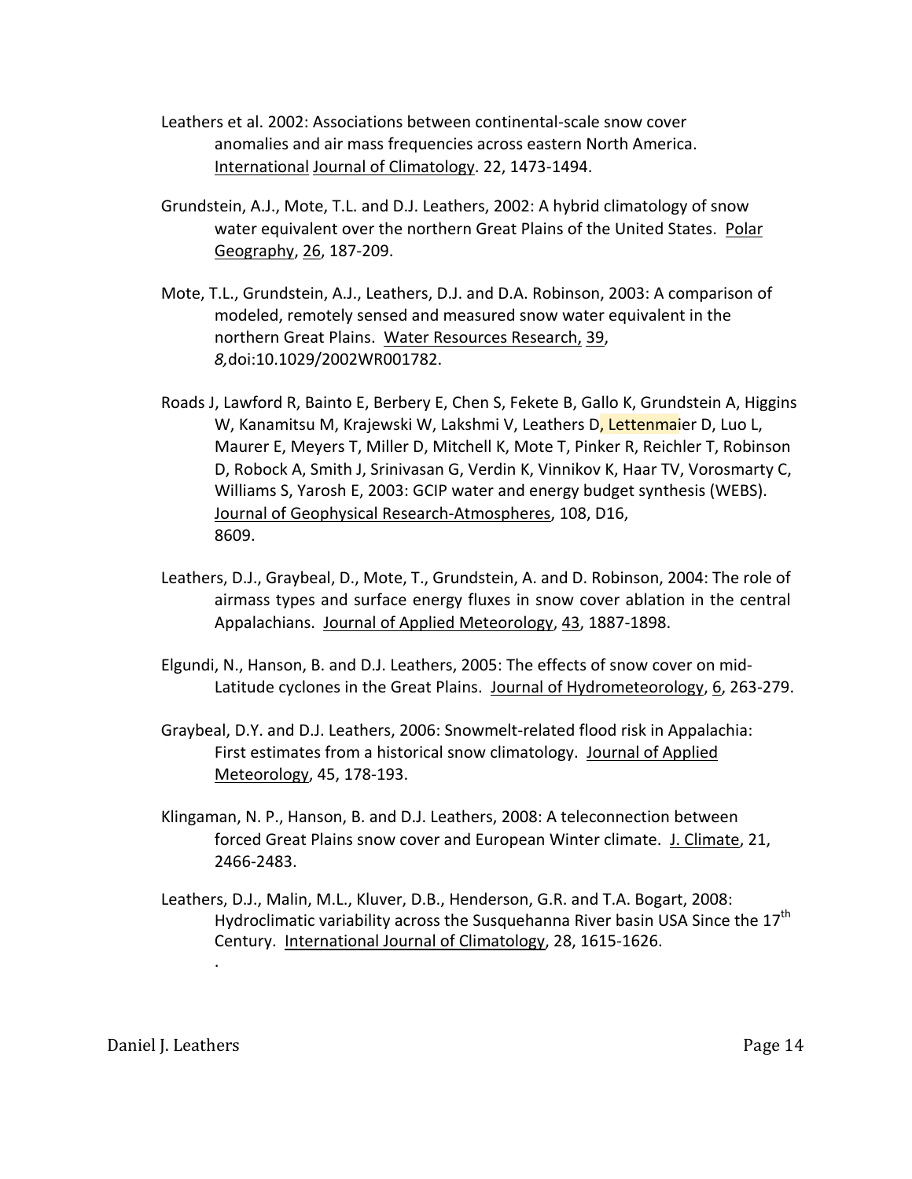Leathers et al. 2002: Associations between continental-scale snow cover anomalies and air mass frequencies across eastern North America. International Journal of Climatology. 22, 1473-1494.

Grundstein, A.J., Mote, T.L. and D.J. Leathers, 2002: A hybrid climatology of snow water equivalent over the northern Great Plains of the United States. Polar Geography, 26, 187-209.

Mote, T.L., Grundstein, A.J., Leathers, D.J. and D.A. Robinson, 2003: A comparison of modeled, remotely sensed and measured snow water equivalent in the northern Great Plains. Water Resources Research, 39, *8,*doi:10.1029/2002WR001782.

Roads J, Lawford R, Bainto E, Berbery E, Chen S, Fekete B, Gallo K, Grundstein A, Higgins W, Kanamitsu M, Krajewski W, Lakshmi V, Leathers D, Lettenmaier D, Luo L, Maurer E, Meyers T, Miller D, Mitchell K, Mote T, Pinker R, Reichler T, Robinson D, Robock A, Smith J, Srinivasan G, Verdin K, Vinnikov K, Haar TV, Vorosmarty C, Williams S, Yarosh E, 2003: GCIP water and energy budget synthesis (WEBS). Journal of Geophysical Research-Atmospheres, 108, D16, 8609.

Leathers, D.J., Graybeal, D., Mote, T., Grundstein, A. and D. Robinson, 2004: The role of airmass types and surface energy fluxes in snow cover ablation in the central Appalachians. Journal of Applied Meteorology, 43, 1887-1898.

Elgundi, N., Hanson, B. and D.J. Leathers, 2005: The effects of snow cover on mid-Latitude cyclones in the Great Plains. Journal of Hydrometeorology, 6, 263-279.

Graybeal, D.Y. and D.J. Leathers, 2006: Snowmelt-related flood risk in Appalachia: First estimates from a historical snow climatology. Journal of Applied Meteorology, 45, 178-193.

Klingaman, N. P., Hanson, B. and D.J. Leathers, 2008: A teleconnection between forced Great Plains snow cover and European Winter climate. J. Climate, 21, 2466-2483.

Leathers, D.J., Malin, M.L., Kluver, D.B., Henderson, G.R. and T.A. Bogart, 2008: Hydroclimatic variability across the Susquehanna River basin USA Since the 17th Century. International Journal of Climatology, 28, 1615-1626.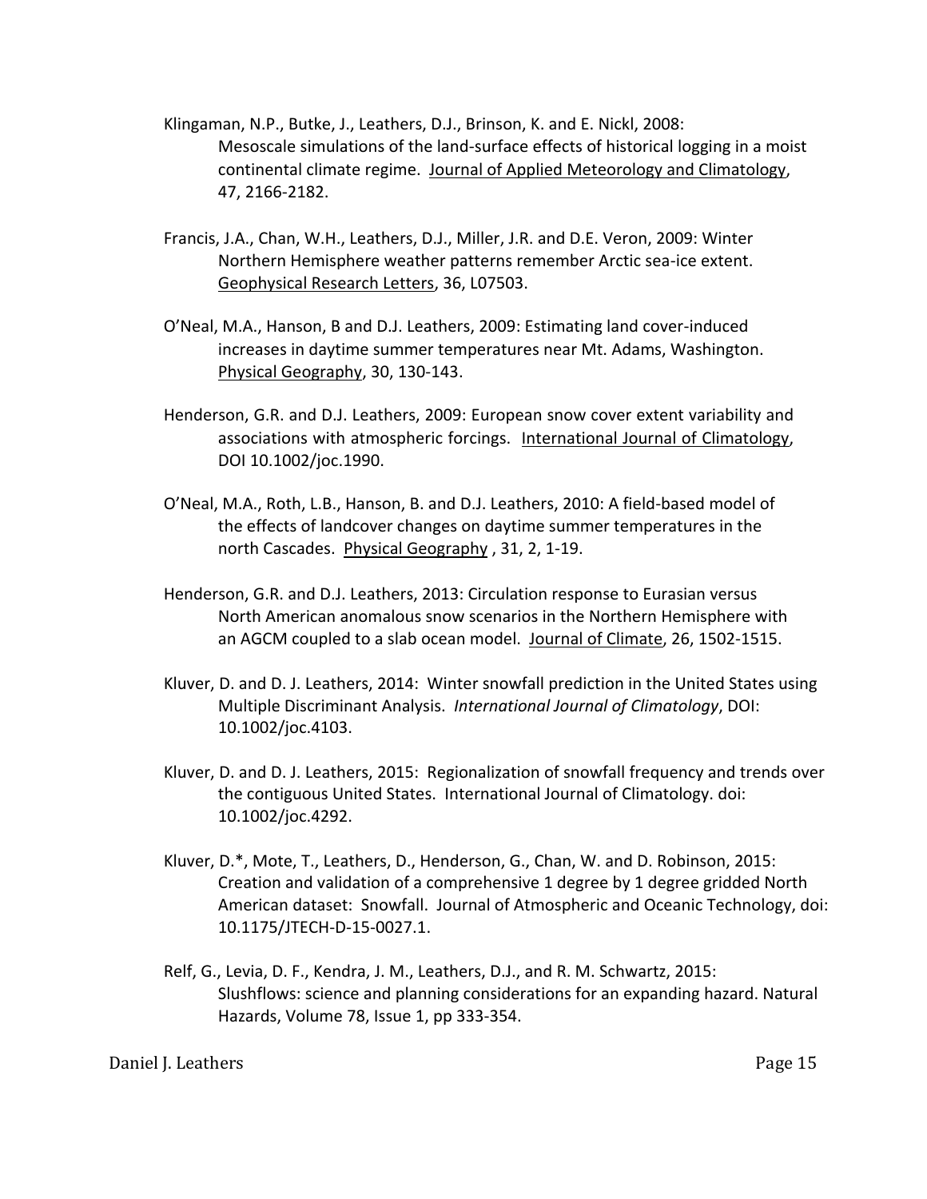Klingaman, N.P., Butke, J., Leathers, D.J., Brinson, K. and E. Nickl, 2008: Mesoscale simulations of the land-surface effects of historical logging in a moist continental climate regime. Journal of Applied Meteorology and Climatology, 47, 2166-2182.

Francis, J.A., Chan, W.H., Leathers, D.J., Miller, J.R. and D.E. Veron, 2009: Winter Northern Hemisphere weather patterns remember Arctic sea-ice extent. Geophysical Research Letters, 36, L07503.

O'Neal, M.A., Hanson, B and D.J. Leathers, 2009: Estimating land cover-induced increases in daytime summer temperatures near Mt. Adams, Washington. Physical Geography, 30, 130-143.

Henderson, G.R. and D.J. Leathers, 2009: European snow cover extent variability and associations with atmospheric forcings. International Journal of Climatology, DOI 10.1002/joc.1990.

O'Neal, M.A., Roth, L.B., Hanson, B. and D.J. Leathers, 2010: A field-based model of the effects of landcover changes on daytime summer temperatures in the north Cascades. Physical Geography , 31, 2, 1-19.

Henderson, G.R. and D.J. Leathers, 2013: Circulation response to Eurasian versus North American anomalous snow scenarios in the Northern Hemisphere with an AGCM coupled to a slab ocean model. Journal of Climate, 26, 1502-1515.

Kluver, D. and D. J. Leathers, 2014: Winter snowfall prediction in the United States using Multiple Discriminant Analysis. *International Journal of Climatology*, DOI: 10.1002/joc.4103.

Kluver, D. and D. J. Leathers, 2015: Regionalization of snowfall frequency and trends over the contiguous United States. International Journal of Climatology. doi: 10.1002/joc.4292.

Kluver, D.*, Mote, T., Leathers, D., Henderson, G., Chan, W. and D. Robinson, 2015: Creation and validation of a comprehensive 1 degree by 1 degree gridded North American dataset: Snowfall. Journal of Atmospheric and Oceanic Technology, doi: 10.1175/JTECH-D-15-0027.1.

Relf, G., Levia, D. F., Kendra, J. M., Leathers, D.J., and R. M. Schwartz, 2015: Slushflows: science and planning considerations for an expanding hazard. Natural Hazards, Volume 78, Issue 1, pp 333-354.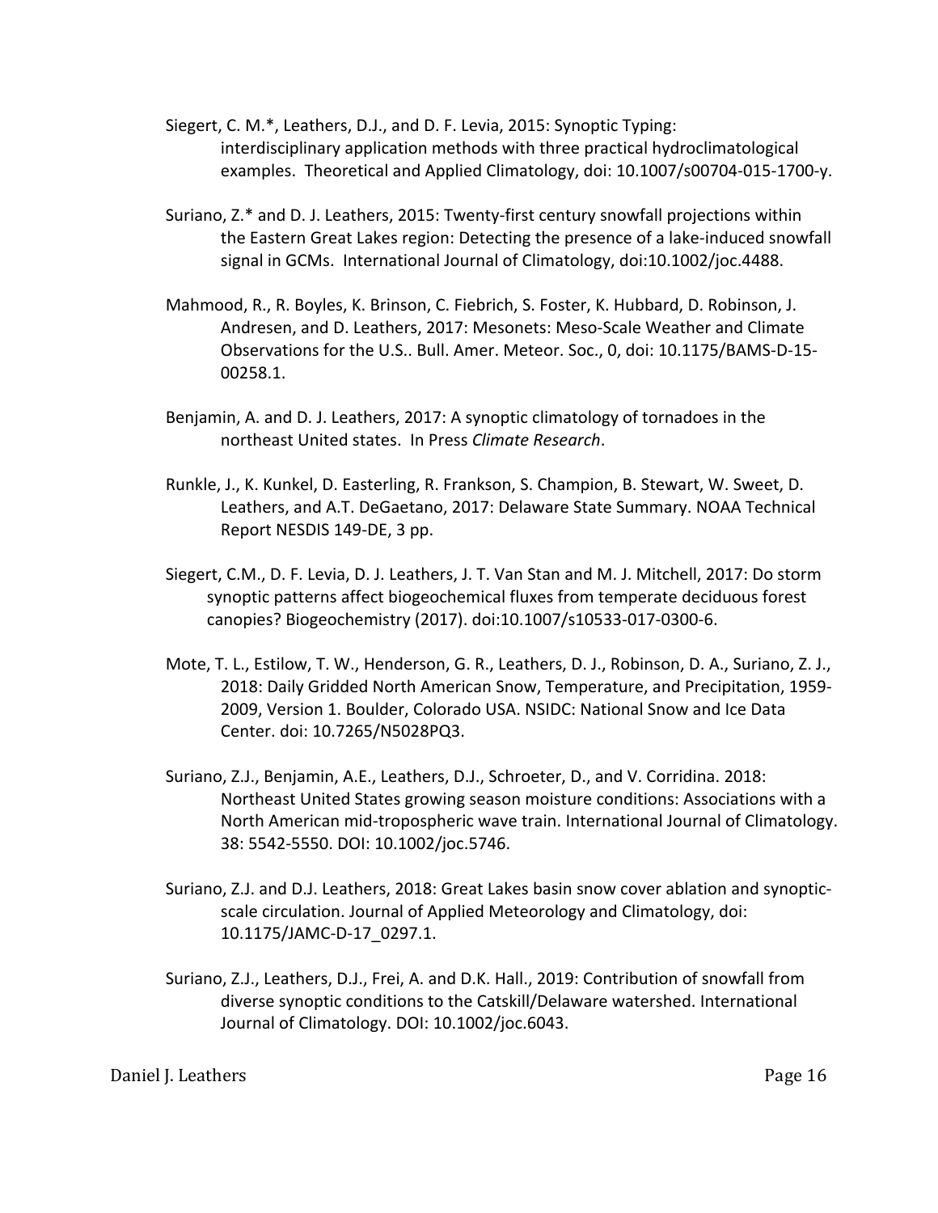Siegert, C. M.*, Leathers, D.J., and D. F. Levia, 2015: Synoptic Typing: interdisciplinary application methods with three practical hydroclimatological examples. Theoretical and Applied Climatology, doi: 10.1007/s00704-015-1700-y.

Suriano, Z.* and D. J. Leathers, 2015: Twenty-first century snowfall projections within the Eastern Great Lakes region: Detecting the presence of a lake-induced snowfall signal in GCMs. International Journal of Climatology, doi:10.1002/joc.4488.

Mahmood, R., R. Boyles, K. Brinson, C. Fiebrich, S. Foster, K. Hubbard, D. Robinson, J. Andresen, and D. Leathers, 2017: Mesonets: Meso-Scale Weather and Climate Observations for the U.S.. Bull. Amer. Meteor. Soc., 0, doi: 10.1175/BAMS-D-15-00258.1.

Benjamin, A. and D. J. Leathers, 2017: A synoptic climatology of tornadoes in the northeast United states. In Press *Climate Research*.

Runkle, J., K. Kunkel, D. Easterling, R. Frankson, S. Champion, B. Stewart, W. Sweet, D. Leathers, and A.T. DeGaetano, 2017: Delaware State Summary. NOAA Technical Report NESDIS 149-DE, 3 pp.

Siegert, C.M., D. F. Levia, D. J. Leathers, J. T. Van Stan and M. J. Mitchell, 2017: Do storm synoptic patterns affect biogeochemical fluxes from temperate deciduous forest canopies? Biogeochemistry (2017). doi:10.1007/s10533-017-0300-6.

Mote, T. L., Estilow, T. W., Henderson, G. R., Leathers, D. J., Robinson, D. A., Suriano, Z. J., 2018: Daily Gridded North American Snow, Temperature, and Precipitation, 1959-2009, Version 1. Boulder, Colorado USA. NSIDC: National Snow and Ice Data Center. doi: 10.7265/N5028PQ3.

Suriano, Z.J., Benjamin, A.E., Leathers, D.J., Schroeter, D., and V. Corridina. 2018: Northeast United States growing season moisture conditions: Associations with a North American mid-tropospheric wave train. International Journal of Climatology. 38: 5542-5550. DOI: 10.1002/joc.5746.

Suriano, Z.J. and D.J. Leathers, 2018: Great Lakes basin snow cover ablation and synoptic-scale circulation. Journal of Applied Meteorology and Climatology, doi: 10.1175/JAMC-D-17_0297.1.

Suriano, Z.J., Leathers, D.J., Frei, A. and D.K. Hall., 2019: Contribution of snowfall from diverse synoptic conditions to the Catskill/Delaware watershed. International Journal of Climatology. DOI: 10.1002/joc.6043.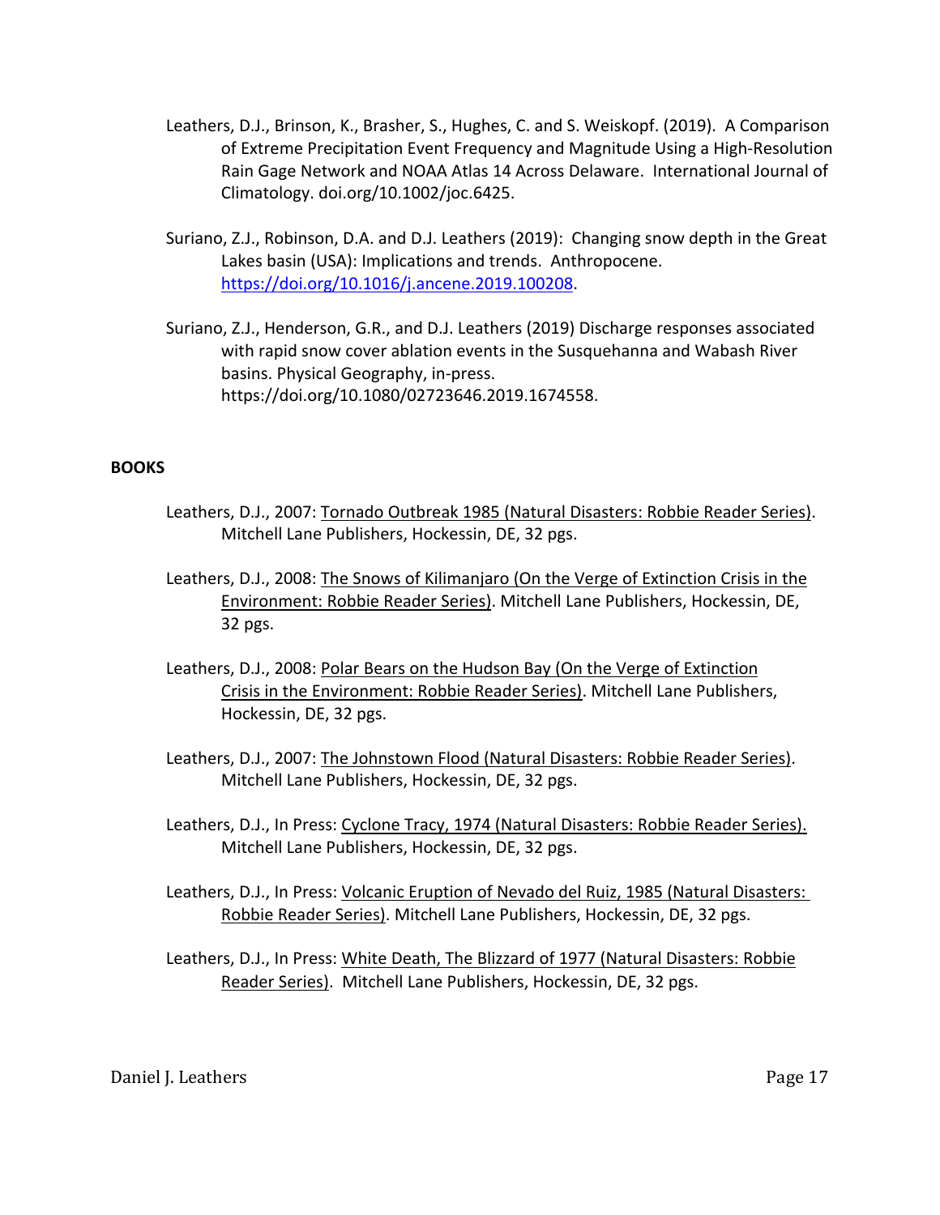Leathers, D.J., Brinson, K., Brasher, S., Hughes, C. and S. Weiskopf. (2019). A Comparison of Extreme Precipitation Event Frequency and Magnitude Using a High-Resolution Rain Gage Network and NOAA Atlas 14 Across Delaware. International Journal of Climatology. doi.org/10.1002/joc.6425.

Suriano, Z.J., Robinson, D.A. and D.J. Leathers (2019): Changing snow depth in the Great Lakes basin (USA): Implications and trends. Anthropocene. https://doi.org/10.1016/j.ancene.2019.100208.

Suriano, Z.J., Henderson, G.R., and D.J. Leathers (2019) Discharge responses associated with rapid snow cover ablation events in the Susquehanna and Wabash River basins. Physical Geography, in-press. https://doi.org/10.1080/02723646.2019.1674558.

**BOOKS**

Leathers, D.J., 2007: Tornado Outbreak 1985 (Natural Disasters: Robbie Reader Series). Mitchell Lane Publishers, Hockessin, DE, 32 pgs.

Leathers, D.J., 2008: The Snows of Kilimanjaro (On the Verge of Extinction Crisis in the Environment: Robbie Reader Series). Mitchell Lane Publishers, Hockessin, DE, 32 pgs.

Leathers, D.J., 2008: Polar Bears on the Hudson Bay (On the Verge of Extinction Crisis in the Environment: Robbie Reader Series). Mitchell Lane Publishers, Hockessin, DE, 32 pgs.

Leathers, D.J., 2007: The Johnstown Flood (Natural Disasters: Robbie Reader Series). Mitchell Lane Publishers, Hockessin, DE, 32 pgs.

Leathers, D.J., In Press: Cyclone Tracy, 1974 (Natural Disasters: Robbie Reader Series). Mitchell Lane Publishers, Hockessin, DE, 32 pgs.

Leathers, D.J., In Press: Volcanic Eruption of Nevado del Ruiz, 1985 (Natural Disasters: Robbie Reader Series). Mitchell Lane Publishers, Hockessin, DE, 32 pgs.

Leathers, D.J., In Press: White Death, The Blizzard of 1977 (Natural Disasters: Robbie Reader Series). Mitchell Lane Publishers, Hockessin, DE, 32 pgs.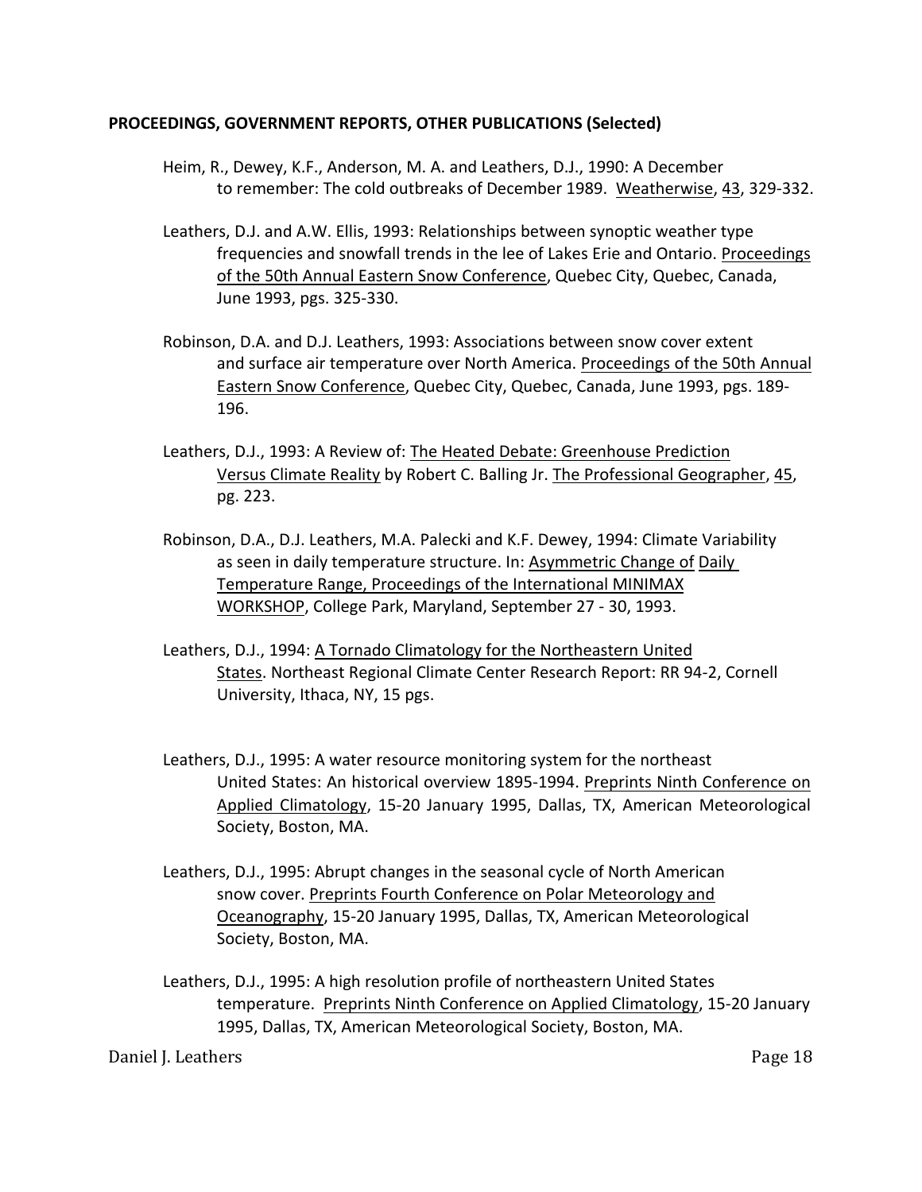**PROCEEDINGS, GOVERNMENT REPORTS, OTHER PUBLICATIONS (Selected)**

Heim, R., Dewey, K.F., Anderson, M. A. and Leathers, D.J., 1990: A December to remember: The cold outbreaks of December 1989. Weatherwise, 43, 329-332.

Leathers, D.J. and A.W. Ellis, 1993: Relationships between synoptic weather type frequencies and snowfall trends in the lee of Lakes Erie and Ontario. Proceedings of the 50th Annual Eastern Snow Conference, Quebec City, Quebec, Canada, June 1993, pgs. 325-330.

Robinson, D.A. and D.J. Leathers, 1993: Associations between snow cover extent and surface air temperature over North America. Proceedings of the 50th Annual Eastern Snow Conference, Quebec City, Quebec, Canada, June 1993, pgs. 189-196.

Leathers, D.J., 1993: A Review of: The Heated Debate: Greenhouse Prediction Versus Climate Reality by Robert C. Balling Jr. The Professional Geographer, 45, pg. 223.

Robinson, D.A., D.J. Leathers, M.A. Palecki and K.F. Dewey, 1994: Climate Variability as seen in daily temperature structure. In: Asymmetric Change of Daily Temperature Range, Proceedings of the International MINIMAX WORKSHOP, College Park, Maryland, September 27 - 30, 1993.

Leathers, D.J., 1994: A Tornado Climatology for the Northeastern United States. Northeast Regional Climate Center Research Report: RR 94-2, Cornell University, Ithaca, NY, 15 pgs.

Leathers, D.J., 1995: A water resource monitoring system for the northeast United States: An historical overview 1895-1994. Preprints Ninth Conference on Applied Climatology, 15-20 January 1995, Dallas, TX, American Meteorological Society, Boston, MA.

Leathers, D.J., 1995: Abrupt changes in the seasonal cycle of North American snow cover. Preprints Fourth Conference on Polar Meteorology and Oceanography, 15-20 January 1995, Dallas, TX, American Meteorological Society, Boston, MA.

Leathers, D.J., 1995: A high resolution profile of northeastern United States temperature. Preprints Ninth Conference on Applied Climatology, 15-20 January 1995, Dallas, TX, American Meteorological Society, Boston, MA.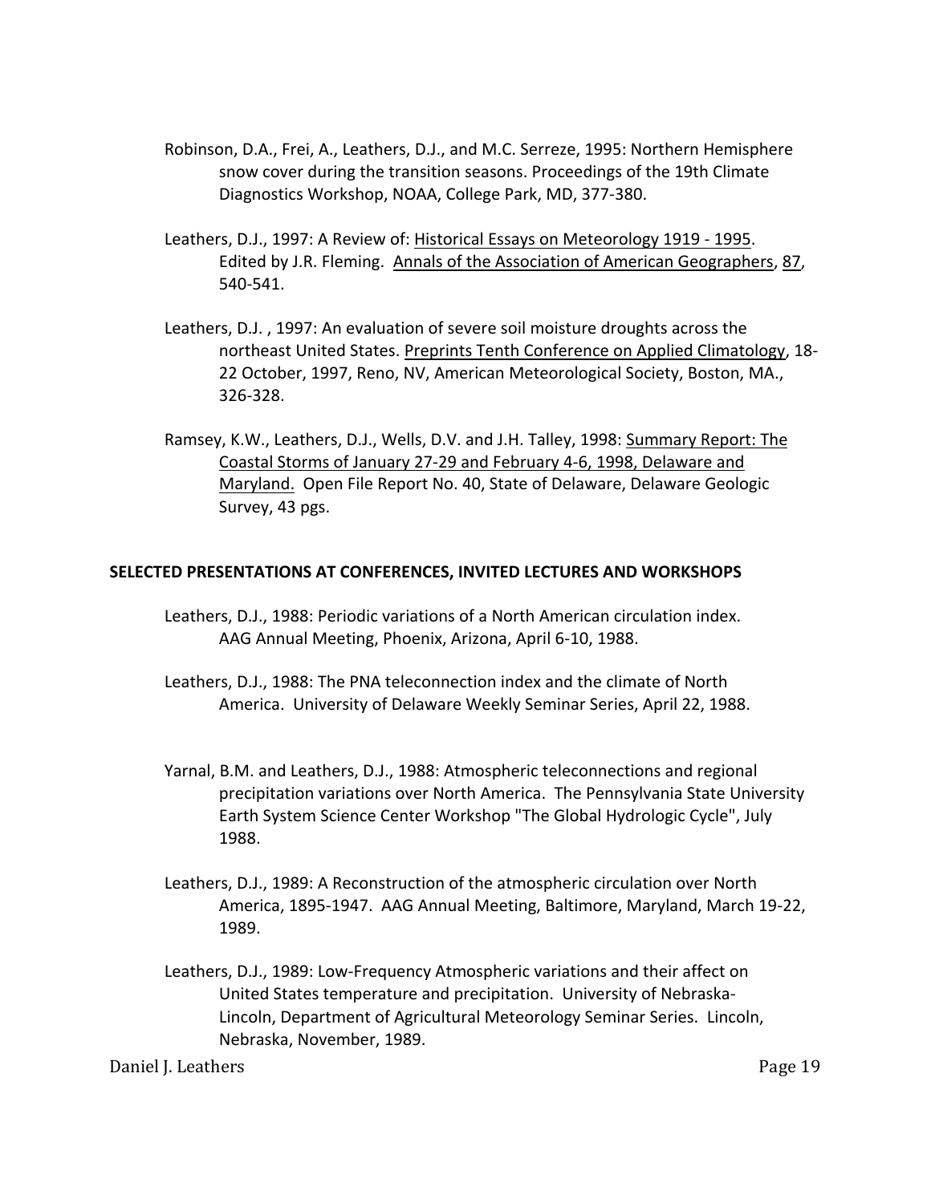Robinson, D.A., Frei, A., Leathers, D.J., and M.C. Serreze, 1995: Northern Hemisphere snow cover during the transition seasons. Proceedings of the 19th Climate Diagnostics Workshop, NOAA, College Park, MD, 377-380.

Leathers, D.J., 1997: A Review of: Historical Essays on Meteorology 1919 - 1995. Edited by J.R. Fleming. Annals of the Association of American Geographers, 87, 540-541.

Leathers, D.J. , 1997: An evaluation of severe soil moisture droughts across the northeast United States. Preprints Tenth Conference on Applied Climatology, 18-22 October, 1997, Reno, NV, American Meteorological Society, Boston, MA., 326-328.

Ramsey, K.W., Leathers, D.J., Wells, D.V. and J.H. Talley, 1998: Summary Report: The Coastal Storms of January 27-29 and February 4-6, 1998, Delaware and Maryland. Open File Report No. 40, State of Delaware, Delaware Geologic Survey, 43 pgs.

## SELECTED PRESENTATIONS AT CONFERENCES, INVITED LECTURES AND WORKSHOPS

Leathers, D.J., 1988: Periodic variations of a North American circulation index. AAG Annual Meeting, Phoenix, Arizona, April 6-10, 1988.

Leathers, D.J., 1988: The PNA teleconnection index and the climate of North America. University of Delaware Weekly Seminar Series, April 22, 1988.

Yarnal, B.M. and Leathers, D.J., 1988: Atmospheric teleconnections and regional precipitation variations over North America. The Pennsylvania State University Earth System Science Center Workshop "The Global Hydrologic Cycle", July 1988.

Leathers, D.J., 1989: A Reconstruction of the atmospheric circulation over North America, 1895-1947. AAG Annual Meeting, Baltimore, Maryland, March 19-22, 1989.

Leathers, D.J., 1989: Low-Frequency Atmospheric variations and their affect on United States temperature and precipitation. University of Nebraska-Lincoln, Department of Agricultural Meteorology Seminar Series. Lincoln, Nebraska, November, 1989.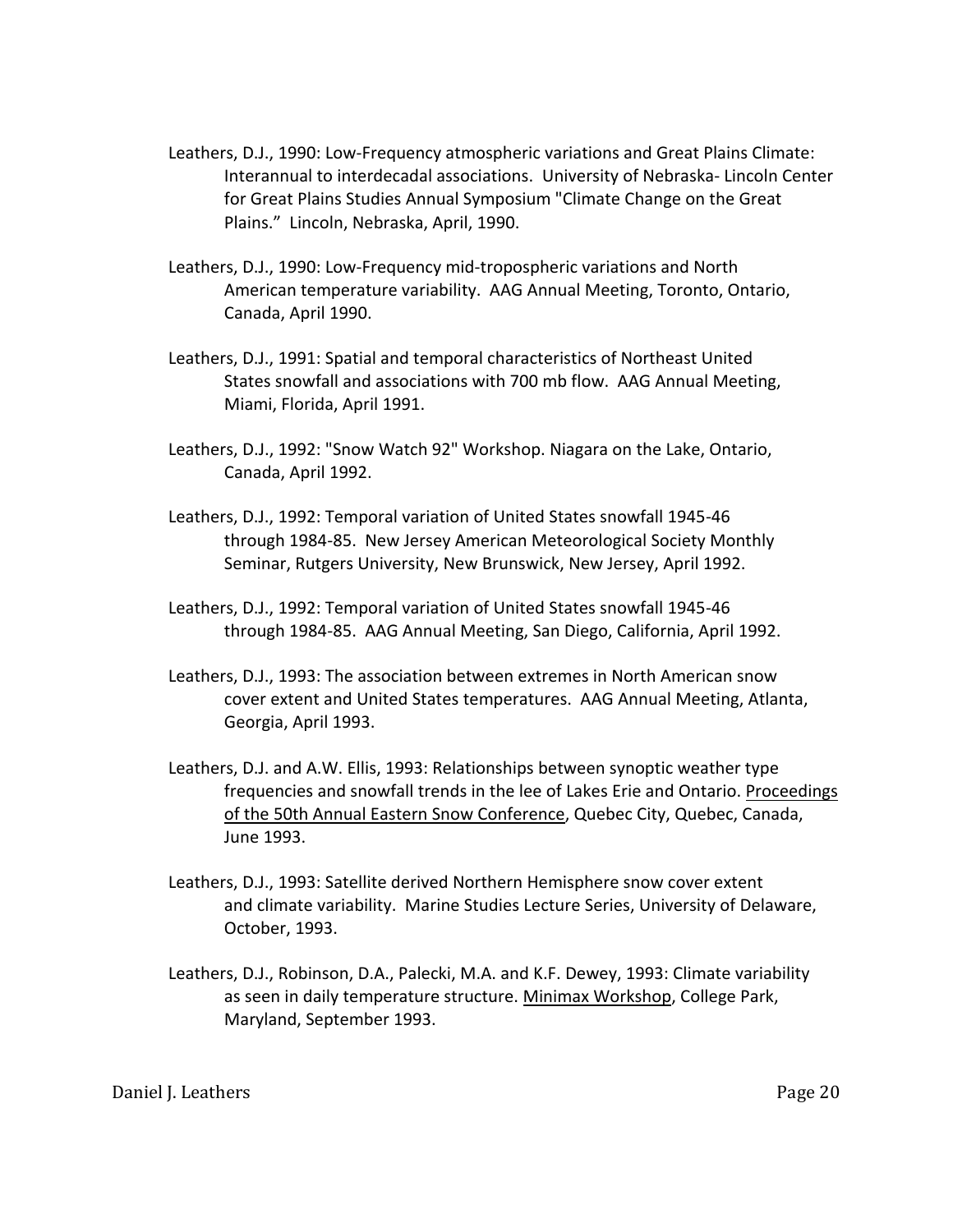Leathers, D.J., 1990: Low-Frequency atmospheric variations and Great Plains Climate: Interannual to interdecadal associations. University of Nebraska- Lincoln Center for Great Plains Studies Annual Symposium "Climate Change on the Great Plains." Lincoln, Nebraska, April, 1990.

Leathers, D.J., 1990: Low-Frequency mid-tropospheric variations and North American temperature variability. AAG Annual Meeting, Toronto, Ontario, Canada, April 1990.

Leathers, D.J., 1991: Spatial and temporal characteristics of Northeast United States snowfall and associations with 700 mb flow. AAG Annual Meeting, Miami, Florida, April 1991.

Leathers, D.J., 1992: "Snow Watch 92" Workshop. Niagara on the Lake, Ontario, Canada, April 1992.

Leathers, D.J., 1992: Temporal variation of United States snowfall 1945-46 through 1984-85. New Jersey American Meteorological Society Monthly Seminar, Rutgers University, New Brunswick, New Jersey, April 1992.

Leathers, D.J., 1992: Temporal variation of United States snowfall 1945-46 through 1984-85. AAG Annual Meeting, San Diego, California, April 1992.

Leathers, D.J., 1993: The association between extremes in North American snow cover extent and United States temperatures. AAG Annual Meeting, Atlanta, Georgia, April 1993.

Leathers, D.J. and A.W. Ellis, 1993: Relationships between synoptic weather type frequencies and snowfall trends in the lee of Lakes Erie and Ontario. Proceedings of the 50th Annual Eastern Snow Conference, Quebec City, Quebec, Canada, June 1993.

Leathers, D.J., 1993: Satellite derived Northern Hemisphere snow cover extent and climate variability. Marine Studies Lecture Series, University of Delaware, October, 1993.

Leathers, D.J., Robinson, D.A., Palecki, M.A. and K.F. Dewey, 1993: Climate variability as seen in daily temperature structure. Minimax Workshop, College Park, Maryland, September 1993.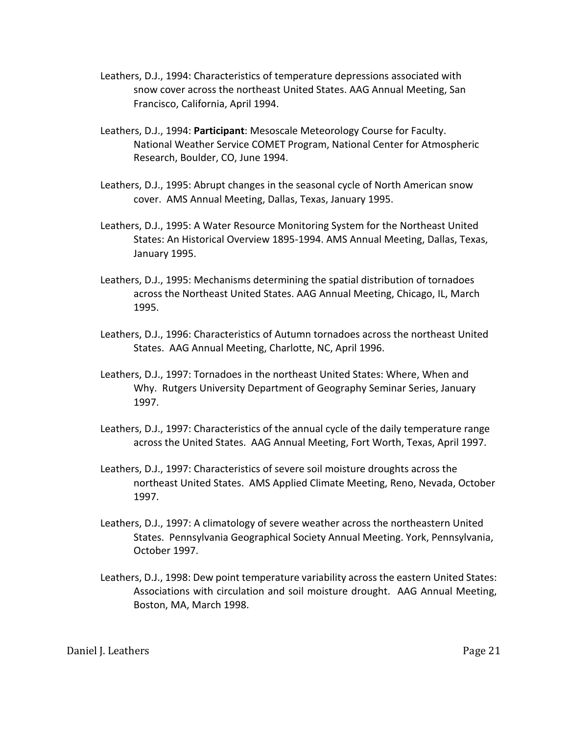Leathers, D.J., 1994: Characteristics of temperature depressions associated with snow cover across the northeast United States. AAG Annual Meeting, San Francisco, California, April 1994.

Leathers, D.J., 1994: **Participant**: Mesoscale Meteorology Course for Faculty. National Weather Service COMET Program, National Center for Atmospheric Research, Boulder, CO, June 1994.

Leathers, D.J., 1995: Abrupt changes in the seasonal cycle of North American snow cover. AMS Annual Meeting, Dallas, Texas, January 1995.

Leathers, D.J., 1995: A Water Resource Monitoring System for the Northeast United States: An Historical Overview 1895-1994. AMS Annual Meeting, Dallas, Texas, January 1995.

Leathers, D.J., 1995: Mechanisms determining the spatial distribution of tornadoes across the Northeast United States. AAG Annual Meeting, Chicago, IL, March 1995.

Leathers, D.J., 1996: Characteristics of Autumn tornadoes across the northeast United States. AAG Annual Meeting, Charlotte, NC, April 1996.

Leathers, D.J., 1997: Tornadoes in the northeast United States: Where, When and Why. Rutgers University Department of Geography Seminar Series, January 1997.

Leathers, D.J., 1997: Characteristics of the annual cycle of the daily temperature range across the United States. AAG Annual Meeting, Fort Worth, Texas, April 1997.

Leathers, D.J., 1997: Characteristics of severe soil moisture droughts across the northeast United States. AMS Applied Climate Meeting, Reno, Nevada, October 1997.

Leathers, D.J., 1997: A climatology of severe weather across the northeastern United States. Pennsylvania Geographical Society Annual Meeting. York, Pennsylvania, October 1997.

Leathers, D.J., 1998: Dew point temperature variability across the eastern United States: Associations with circulation and soil moisture drought. AAG Annual Meeting, Boston, MA, March 1998.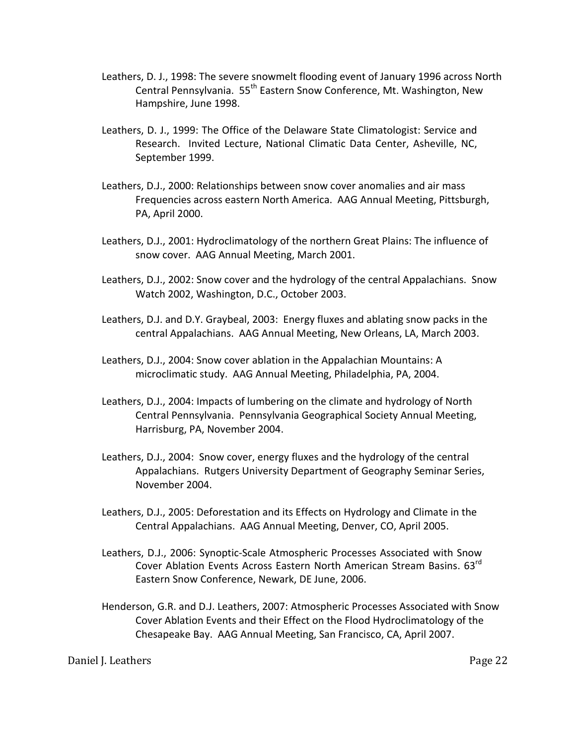Leathers, D. J., 1998: The severe snowmelt flooding event of January 1996 across North Central Pennsylvania. 55[th] Eastern Snow Conference, Mt. Washington, New Hampshire, June 1998.

Leathers, D. J., 1999: The Office of the Delaware State Climatologist: Service and Research. Invited Lecture, National Climatic Data Center, Asheville, NC, September 1999.

Leathers, D.J., 2000: Relationships between snow cover anomalies and air mass Frequencies across eastern North America. AAG Annual Meeting, Pittsburgh, PA, April 2000.

Leathers, D.J., 2001: Hydroclimatology of the northern Great Plains: The influence of snow cover. AAG Annual Meeting, March 2001.

Leathers, D.J., 2002: Snow cover and the hydrology of the central Appalachians. Snow Watch 2002, Washington, D.C., October 2003.

Leathers, D.J. and D.Y. Graybeal, 2003: Energy fluxes and ablating snow packs in the central Appalachians. AAG Annual Meeting, New Orleans, LA, March 2003.

Leathers, D.J., 2004: Snow cover ablation in the Appalachian Mountains: A microclimatic study. AAG Annual Meeting, Philadelphia, PA, 2004.

Leathers, D.J., 2004: Impacts of lumbering on the climate and hydrology of North Central Pennsylvania. Pennsylvania Geographical Society Annual Meeting, Harrisburg, PA, November 2004.

Leathers, D.J., 2004: Snow cover, energy fluxes and the hydrology of the central Appalachians. Rutgers University Department of Geography Seminar Series, November 2004.

Leathers, D.J., 2005: Deforestation and its Effects on Hydrology and Climate in the Central Appalachians. AAG Annual Meeting, Denver, CO, April 2005.

Leathers, D.J., 2006: Synoptic-Scale Atmospheric Processes Associated with Snow Cover Ablation Events Across Eastern North American Stream Basins. 63[rd] Eastern Snow Conference, Newark, DE June, 2006.

Henderson, G.R. and D.J. Leathers, 2007: Atmospheric Processes Associated with Snow Cover Ablation Events and their Effect on the Flood Hydroclimatology of the Chesapeake Bay. AAG Annual Meeting, San Francisco, CA, April 2007.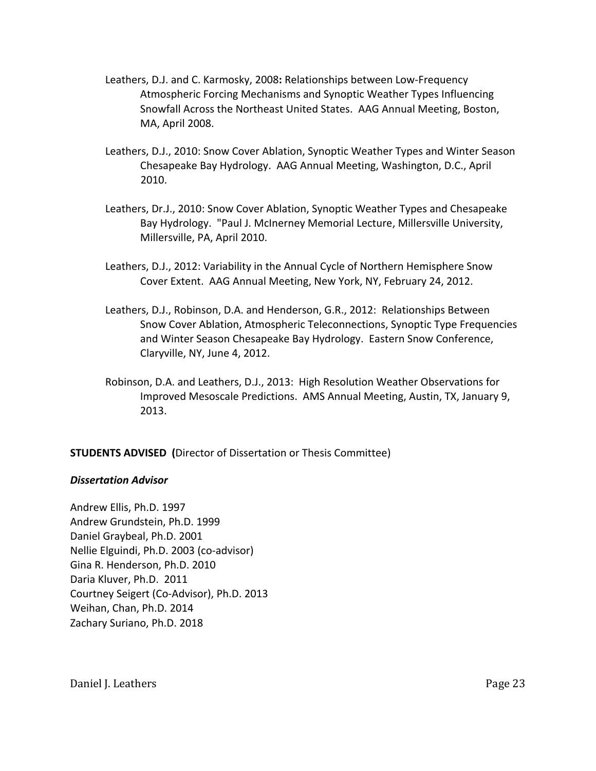Leathers, D.J. and C. Karmosky, 2008**:** Relationships between Low-Frequency Atmospheric Forcing Mechanisms and Synoptic Weather Types Influencing Snowfall Across the Northeast United States. AAG Annual Meeting, Boston, MA, April 2008.

Leathers, D.J., 2010: Snow Cover Ablation, Synoptic Weather Types and Winter Season Chesapeake Bay Hydrology. AAG Annual Meeting, Washington, D.C., April 2010.

Leathers, Dr.J., 2010: Snow Cover Ablation, Synoptic Weather Types and Chesapeake Bay Hydrology. "Paul J. McInerney Memorial Lecture, Millersville University, Millersville, PA, April 2010.

Leathers, D.J., 2012: Variability in the Annual Cycle of Northern Hemisphere Snow Cover Extent. AAG Annual Meeting, New York, NY, February 24, 2012.

Leathers, D.J., Robinson, D.A. and Henderson, G.R., 2012: Relationships Between Snow Cover Ablation, Atmospheric Teleconnections, Synoptic Type Frequencies and Winter Season Chesapeake Bay Hydrology. Eastern Snow Conference, Claryville, NY, June 4, 2012.

Robinson, D.A. and Leathers, D.J., 2013: High Resolution Weather Observations for Improved Mesoscale Predictions. AMS Annual Meeting, Austin, TX, January 9, 2013.

**STUDENTS ADVISED (**Director of Dissertation or Thesis Committee)

***Dissertation Advisor***

Andrew Ellis, Ph.D. 1997
Andrew Grundstein, Ph.D. 1999
Daniel Graybeal, Ph.D. 2001
Nellie Elguindi, Ph.D. 2003 (co-advisor)
Gina R. Henderson, Ph.D. 2010
Daria Kluver, Ph.D. 2011
Courtney Seigert (Co-Advisor), Ph.D. 2013
Weihan, Chan, Ph.D. 2014
Zachary Suriano, Ph.D. 2018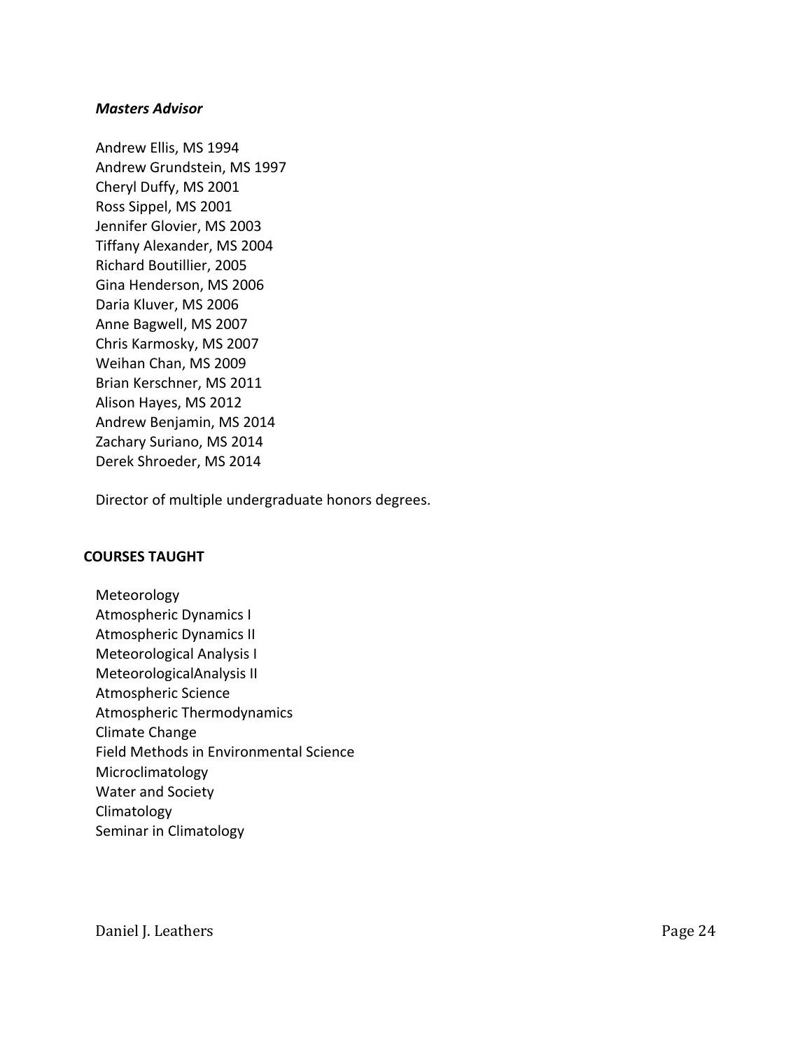### *Masters Advisor*

Andrew Ellis, MS 1994
Andrew Grundstein, MS 1997
Cheryl Duffy, MS 2001
Ross Sippel, MS 2001
Jennifer Glovier, MS 2003
Tiffany Alexander, MS 2004
Richard Boutillier, 2005
Gina Henderson, MS 2006
Daria Kluver, MS 2006
Anne Bagwell, MS 2007
Chris Karmosky, MS 2007
Weihan Chan, MS 2009
Brian Kerschner, MS 2011
Alison Hayes, MS 2012
Andrew Benjamin, MS 2014
Zachary Suriano, MS 2014
Derek Shroeder, MS 2014

Director of multiple undergraduate honors degrees.

## COURSES TAUGHT

Meteorology
Atmospheric Dynamics I
Atmospheric Dynamics II
Meteorological Analysis I
MeteorologicalAnalysis II
Atmospheric Science
Atmospheric Thermodynamics
Climate Change
Field Methods in Environmental Science
Microclimatology
Water and Society
Climatology
Seminar in Climatology